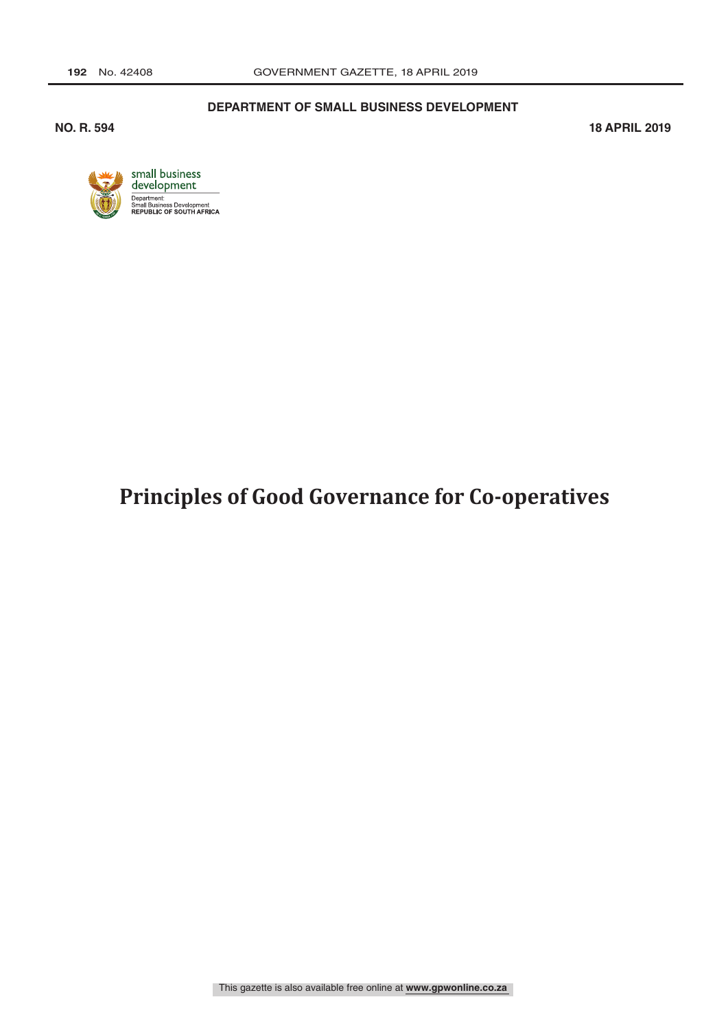**DEPARTMENT OF SMALL BUSINESS DEVELOPMENT**

**NO. R. 594** **18 APRIL 2019**

small business development

Department:
Small Business Development
REPUBLIC OF SOUTH AFRICA

# Principles of Good Governance for Co-operatives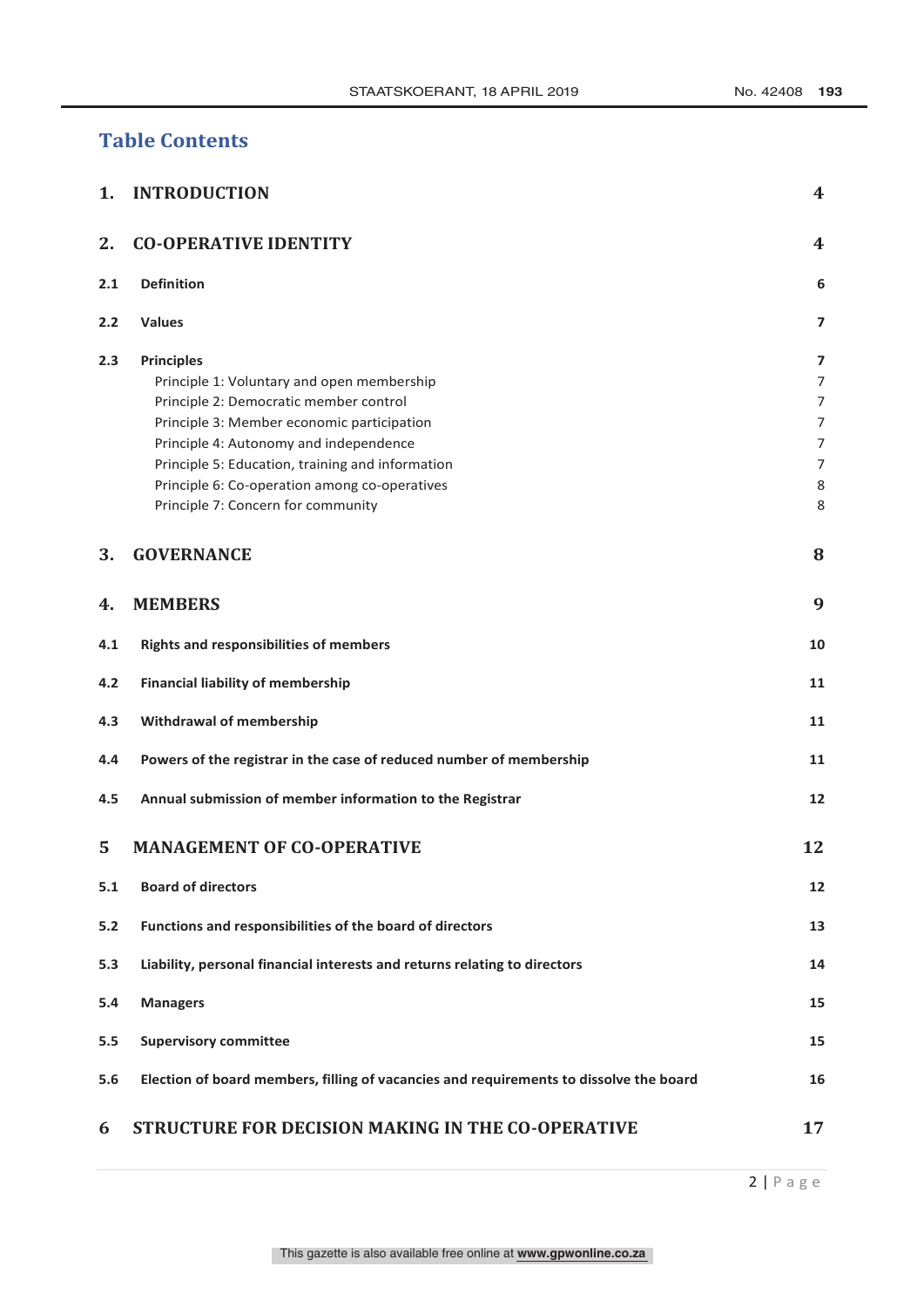## Table Contents

| | | |
|---|---|---|
| **1.** | **INTRODUCTION** | **4** |
| **2.** | **CO-OPERATIVE IDENTITY** | **4** |
| **2.1** | **Definition** | **6** |
| **2.2** | **Values** | **7** |
| **2.3** | **Principles** | **7** |
| | Principle 1: Voluntary and open membership | 7 |
| | Principle 2: Democratic member control | 7 |
| | Principle 3: Member economic participation | 7 |
| | Principle 4: Autonomy and independence | 7 |
| | Principle 5: Education, training and information | 7 |
| | Principle 6: Co-operation among co-operatives | 8 |
| | Principle 7: Concern for community | 8 |
| **3.** | **GOVERNANCE** | **8** |
| **4.** | **MEMBERS** | **9** |
| **4.1** | **Rights and responsibilities of members** | **10** |
| **4.2** | **Financial liability of membership** | **11** |
| **4.3** | **Withdrawal of membership** | **11** |
| **4.4** | **Powers of the registrar in the case of reduced number of membership** | **11** |
| **4.5** | **Annual submission of member information to the Registrar** | **12** |
| **5** | **MANAGEMENT OF CO-OPERATIVE** | **12** |
| **5.1** | **Board of directors** | **12** |
| **5.2** | **Functions and responsibilities of the board of directors** | **13** |
| **5.3** | **Liability, personal financial interests and returns relating to directors** | **14** |
| **5.4** | **Managers** | **15** |
| **5.5** | **Supervisory committee** | **15** |
| **5.6** | **Election of board members, filling of vacancies and requirements to dissolve the board** | **16** |
| **6** | **STRUCTURE FOR DECISION MAKING IN THE CO-OPERATIVE** | **17** |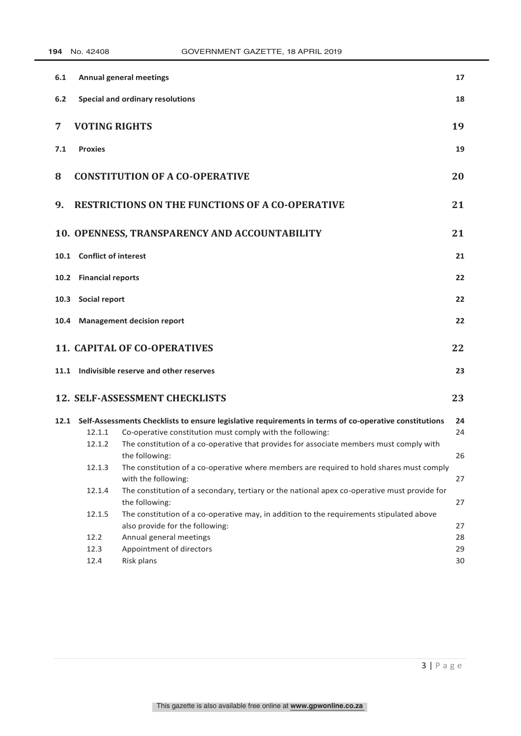| | | |
|---|---|---|
| **6.1** | **Annual general meetings** | **17** |
| **6.2** | **Special and ordinary resolutions** | **18** |
| **7** | **VOTING RIGHTS** | **19** |
| **7.1** | **Proxies** | **19** |
| **8** | **CONSTITUTION OF A CO-OPERATIVE** | **20** |
| **9.** | **RESTRICTIONS ON THE FUNCTIONS OF A CO-OPERATIVE** | **21** |
| **10.** | **OPENNESS, TRANSPARENCY AND ACCOUNTABILITY** | **21** |
| **10.1** | **Conflict of interest** | **21** |
| **10.2** | **Financial reports** | **22** |
| **10.3** | **Social report** | **22** |
| **10.4** | **Management decision report** | **22** |
| **11.** | **CAPITAL OF CO-OPERATIVES** | **22** |
| **11.1** | **Indivisible reserve and other reserves** | **23** |
| **12.** | **SELF-ASSESSMENT CHECKLISTS** | **23** |
| **12.1** | **Self-Assessments Checklists to ensure legislative requirements in terms of co-operative constitutions** | **24** |
| 12.1.1 | Co-operative constitution must comply with the following: | 24 |
| 12.1.2 | The constitution of a co-operative that provides for associate members must comply with the following: | 26 |
| 12.1.3 | The constitution of a co-operative where members are required to hold shares must comply with the following: | 27 |
| 12.1.4 | The constitution of a secondary, tertiary or the national apex co-operative must provide for the following: | 27 |
| 12.1.5 | The constitution of a co-operative may, in addition to the requirements stipulated above also provide for the following: | 27 |
| 12.2 | Annual general meetings | 28 |
| 12.3 | Appointment of directors | 29 |
| 12.4 | Risk plans | 30 |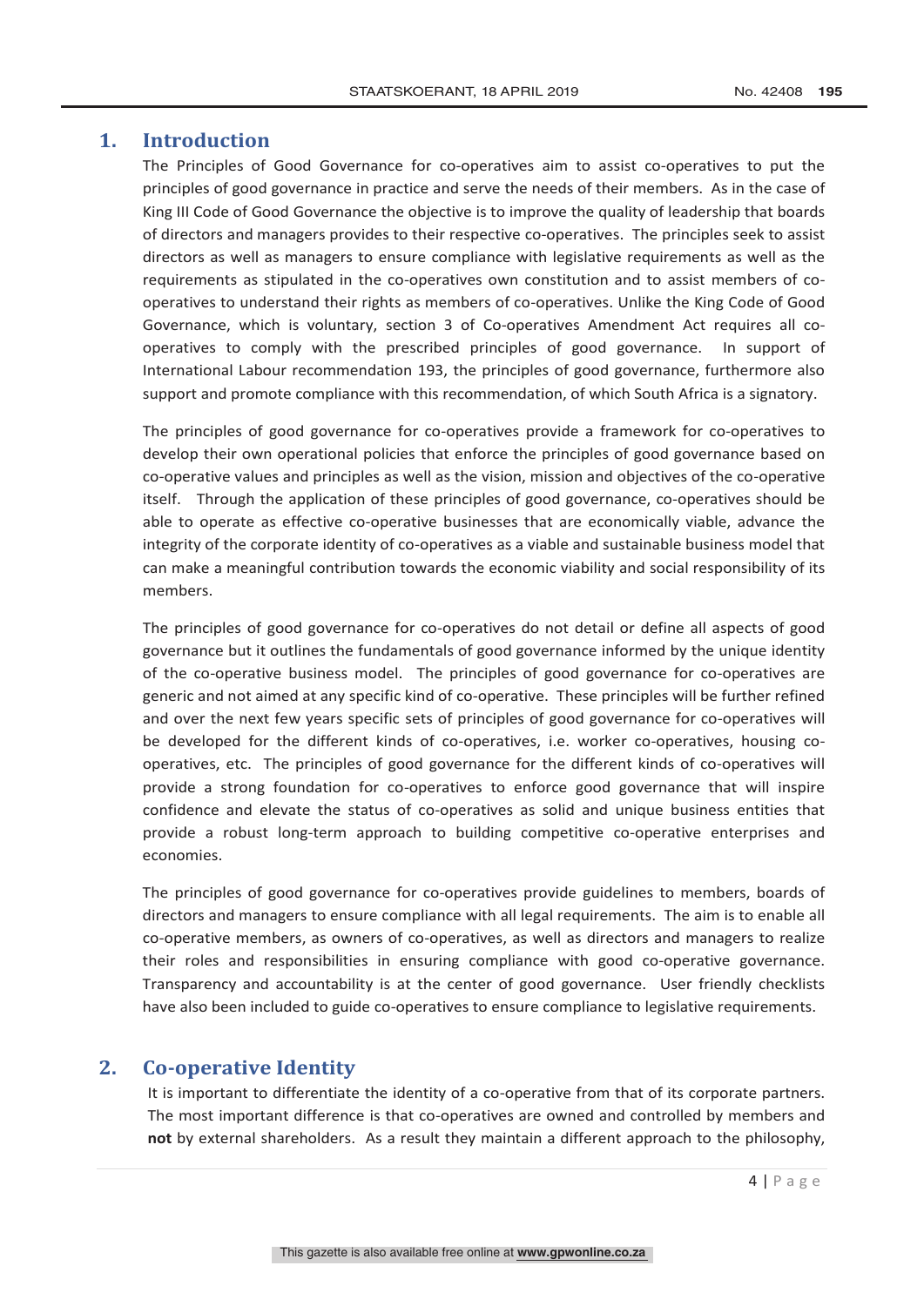## 1. Introduction

The Principles of Good Governance for co-operatives aim to assist co-operatives to put the principles of good governance in practice and serve the needs of their members. As in the case of King III Code of Good Governance the objective is to improve the quality of leadership that boards of directors and managers provides to their respective co-operatives. The principles seek to assist directors as well as managers to ensure compliance with legislative requirements as well as the requirements as stipulated in the co-operatives own constitution and to assist members of co-operatives to understand their rights as members of co-operatives. Unlike the King Code of Good Governance, which is voluntary, section 3 of Co-operatives Amendment Act requires all co-operatives to comply with the prescribed principles of good governance. In support of International Labour recommendation 193, the principles of good governance, furthermore also support and promote compliance with this recommendation, of which South Africa is a signatory.

The principles of good governance for co-operatives provide a framework for co-operatives to develop their own operational policies that enforce the principles of good governance based on co-operative values and principles as well as the vision, mission and objectives of the co-operative itself. Through the application of these principles of good governance, co-operatives should be able to operate as effective co-operative businesses that are economically viable, advance the integrity of the corporate identity of co-operatives as a viable and sustainable business model that can make a meaningful contribution towards the economic viability and social responsibility of its members.

The principles of good governance for co-operatives do not detail or define all aspects of good governance but it outlines the fundamentals of good governance informed by the unique identity of the co-operative business model. The principles of good governance for co-operatives are generic and not aimed at any specific kind of co-operative. These principles will be further refined and over the next few years specific sets of principles of good governance for co-operatives will be developed for the different kinds of co-operatives, i.e. worker co-operatives, housing co-operatives, etc. The principles of good governance for the different kinds of co-operatives will provide a strong foundation for co-operatives to enforce good governance that will inspire confidence and elevate the status of co-operatives as solid and unique business entities that provide a robust long-term approach to building competitive co-operative enterprises and economies.

The principles of good governance for co-operatives provide guidelines to members, boards of directors and managers to ensure compliance with all legal requirements. The aim is to enable all co-operative members, as owners of co-operatives, as well as directors and managers to realize their roles and responsibilities in ensuring compliance with good co-operative governance. Transparency and accountability is at the center of good governance. User friendly checklists have also been included to guide co-operatives to ensure compliance to legislative requirements.

## 2. Co-operative Identity

It is important to differentiate the identity of a co-operative from that of its corporate partners. The most important difference is that co-operatives are owned and controlled by members and **not** by external shareholders. As a result they maintain a different approach to the philosophy,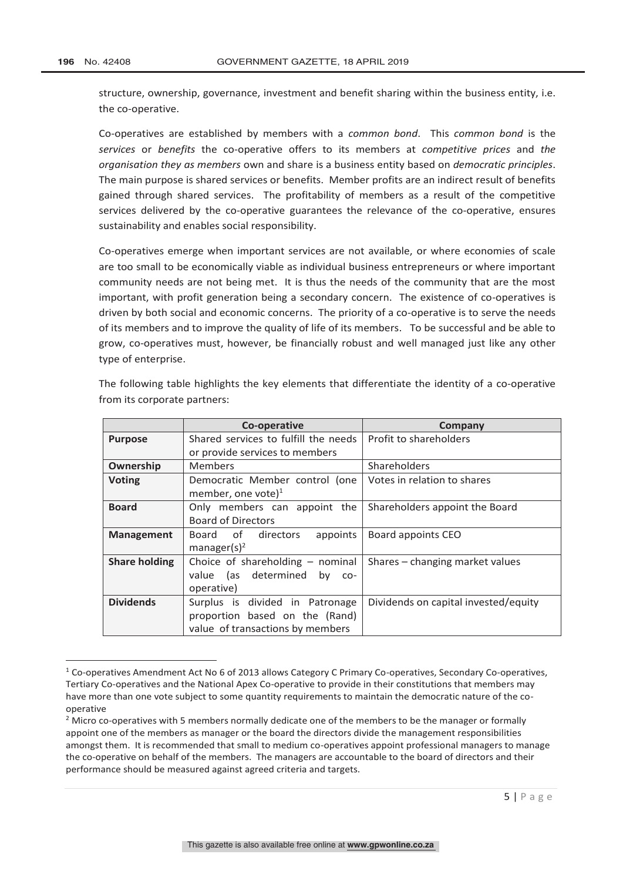structure, ownership, governance, investment and benefit sharing within the business entity, i.e. the co-operative.

Co-operatives are established by members with a *common bond*. This *common bond* is the *services* or *benefits* the co-operative offers to its members at *competitive prices* and *the organisation they as members* own and share is a business entity based on *democratic principles*. The main purpose is shared services or benefits. Member profits are an indirect result of benefits gained through shared services. The profitability of members as a result of the competitive services delivered by the co-operative guarantees the relevance of the co-operative, ensures sustainability and enables social responsibility.

Co-operatives emerge when important services are not available, or where economies of scale are too small to be economically viable as individual business entrepreneurs or where important community needs are not being met. It is thus the needs of the community that are the most important, with profit generation being a secondary concern. The existence of co-operatives is driven by both social and economic concerns. The priority of a co-operative is to serve the needs of its members and to improve the quality of life of its members. To be successful and be able to grow, co-operatives must, however, be financially robust and well managed just like any other type of enterprise.

The following table highlights the key elements that differentiate the identity of a co-operative from its corporate partners:

| | **Co-operative** | **Company** |
|---|---|---|
| **Purpose** | Shared services to fulfill the needs or provide services to members | Profit to shareholders |
| **Ownership** | Members | Shareholders |
| **Voting** | Democratic Member control (one member, one vote)[1] | Votes in relation to shares |
| **Board** | Only members can appoint the Board of Directors | Shareholders appoint the Board |
| **Management** | Board of directors appoints manager(s)[2] | Board appoints CEO |
| **Share holding** | Choice of shareholding – nominal value (as determined by co-operative) | Shares – changing market values |
| **Dividends** | Surplus is divided in Patronage proportion based on the (Rand) value of transactions by members | Dividends on capital invested/equity |

[1] Co-operatives Amendment Act No 6 of 2013 allows Category C Primary Co-operatives, Secondary Co-operatives, Tertiary Co-operatives and the National Apex Co-operative to provide in their constitutions that members may have more than one vote subject to some quantity requirements to maintain the democratic nature of the co-operative

[2] Micro co-operatives with 5 members normally dedicate one of the members to be the manager or formally appoint one of the members as manager or the board the directors divide the management responsibilities amongst them. It is recommended that small to medium co-operatives appoint professional managers to manage the co-operative on behalf of the members. The managers are accountable to the board of directors and their performance should be measured against agreed criteria and targets.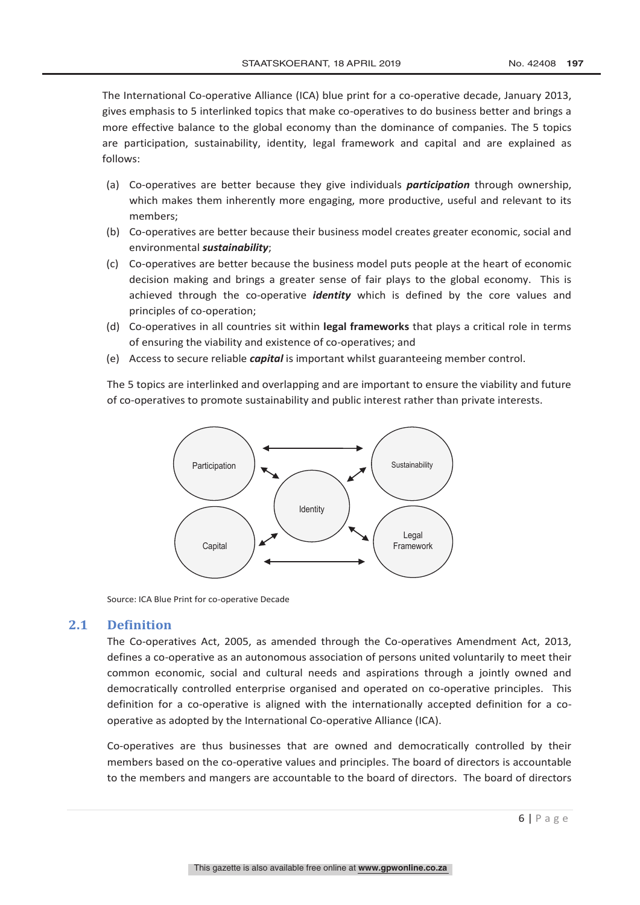The International Co-operative Alliance (ICA) blue print for a co-operative decade, January 2013, gives emphasis to 5 interlinked topics that make co-operatives to do business better and brings a more effective balance to the global economy than the dominance of companies. The 5 topics are participation, sustainability, identity, legal framework and capital and are explained as follows:

(a) Co-operatives are better because they give individuals ***participation*** through ownership, which makes them inherently more engaging, more productive, useful and relevant to its members;

(b) Co-operatives are better because their business model creates greater economic, social and environmental ***sustainability***;

(c) Co-operatives are better because the business model puts people at the heart of economic decision making and brings a greater sense of fair plays to the global economy. This is achieved through the co-operative ***identity*** which is defined by the core values and principles of co-operation;

(d) Co-operatives in all countries sit within **legal frameworks** that plays a critical role in terms of ensuring the viability and existence of co-operatives; and

(e) Access to secure reliable ***capital*** is important whilst guaranteeing member control.

The 5 topics are interlinked and overlapping and are important to ensure the viability and future of co-operatives to promote sustainability and public interest rather than private interests.

Participation, Sustainability, Identity, Capital, Legal Framework

Source: ICA Blue Print for co-operative Decade

## 2.1 Definition

The Co-operatives Act, 2005, as amended through the Co-operatives Amendment Act, 2013, defines a co-operative as an autonomous association of persons united voluntarily to meet their common economic, social and cultural needs and aspirations through a jointly owned and democratically controlled enterprise organised and operated on co-operative principles. This definition for a co-operative is aligned with the internationally accepted definition for a co-operative as adopted by the International Co-operative Alliance (ICA).

Co-operatives are thus businesses that are owned and democratically controlled by their members based on the co-operative values and principles. The board of directors is accountable to the members and mangers are accountable to the board of directors. The board of directors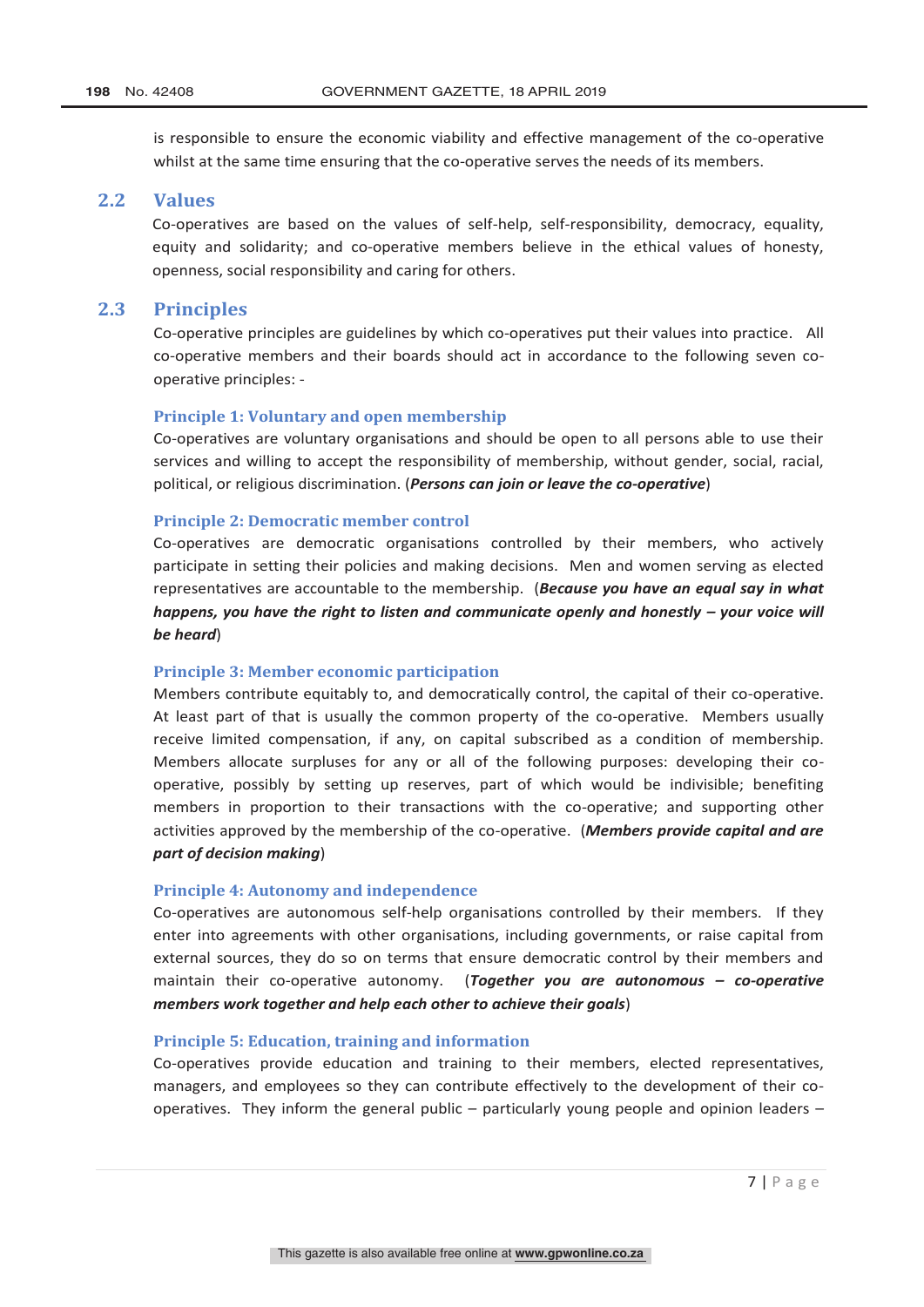is responsible to ensure the economic viability and effective management of the co-operative whilst at the same time ensuring that the co-operative serves the needs of its members.

## 2.2 Values

Co-operatives are based on the values of self-help, self-responsibility, democracy, equality, equity and solidarity; and co-operative members believe in the ethical values of honesty, openness, social responsibility and caring for others.

## 2.3 Principles

Co-operative principles are guidelines by which co-operatives put their values into practice. All co-operative members and their boards should act in accordance to the following seven co-operative principles: -

### Principle 1: Voluntary and open membership

Co-operatives are voluntary organisations and should be open to all persons able to use their services and willing to accept the responsibility of membership, without gender, social, racial, political, or religious discrimination. (***Persons can join or leave the co-operative***)

### Principle 2: Democratic member control

Co-operatives are democratic organisations controlled by their members, who actively participate in setting their policies and making decisions. Men and women serving as elected representatives are accountable to the membership. (***Because you have an equal say in what happens, you have the right to listen and communicate openly and honestly – your voice will be heard***)

### Principle 3: Member economic participation

Members contribute equitably to, and democratically control, the capital of their co-operative. At least part of that is usually the common property of the co-operative. Members usually receive limited compensation, if any, on capital subscribed as a condition of membership. Members allocate surpluses for any or all of the following purposes: developing their co-operative, possibly by setting up reserves, part of which would be indivisible; benefiting members in proportion to their transactions with the co-operative; and supporting other activities approved by the membership of the co-operative. (***Members provide capital and are part of decision making***)

### Principle 4: Autonomy and independence

Co-operatives are autonomous self-help organisations controlled by their members. If they enter into agreements with other organisations, including governments, or raise capital from external sources, they do so on terms that ensure democratic control by their members and maintain their co-operative autonomy. (***Together you are autonomous – co-operative members work together and help each other to achieve their goals***)

### Principle 5: Education, training and information

Co-operatives provide education and training to their members, elected representatives, managers, and employees so they can contribute effectively to the development of their co-operatives. They inform the general public – particularly young people and opinion leaders –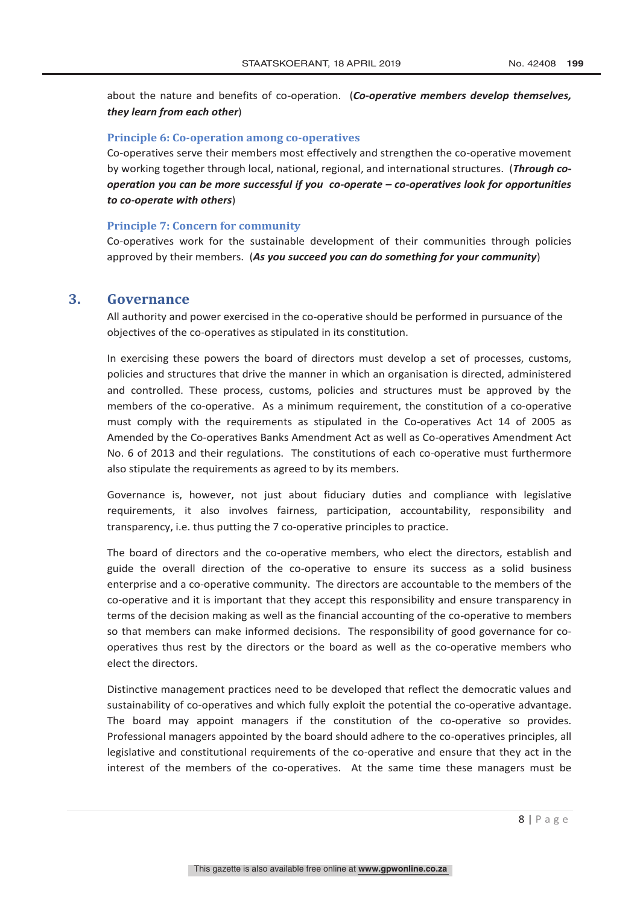about the nature and benefits of co-operation. (***Co-operative members develop themselves, they learn from each other***)

### Principle 6: Co-operation among co-operatives

Co-operatives serve their members most effectively and strengthen the co-operative movement by working together through local, national, regional, and international structures. (***Through co-operation you can be more successful if you co-operate – co-operatives look for opportunities to co-operate with others***)

### Principle 7: Concern for community

Co-operatives work for the sustainable development of their communities through policies approved by their members. (***As you succeed you can do something for your community***)

## 3. Governance

All authority and power exercised in the co-operative should be performed in pursuance of the objectives of the co-operatives as stipulated in its constitution.

In exercising these powers the board of directors must develop a set of processes, customs, policies and structures that drive the manner in which an organisation is directed, administered and controlled. These process, customs, policies and structures must be approved by the members of the co-operative. As a minimum requirement, the constitution of a co-operative must comply with the requirements as stipulated in the Co-operatives Act 14 of 2005 as Amended by the Co-operatives Banks Amendment Act as well as Co-operatives Amendment Act No. 6 of 2013 and their regulations. The constitutions of each co-operative must furthermore also stipulate the requirements as agreed to by its members.

Governance is, however, not just about fiduciary duties and compliance with legislative requirements, it also involves fairness, participation, accountability, responsibility and transparency, i.e. thus putting the 7 co-operative principles to practice.

The board of directors and the co-operative members, who elect the directors, establish and guide the overall direction of the co-operative to ensure its success as a solid business enterprise and a co-operative community. The directors are accountable to the members of the co-operative and it is important that they accept this responsibility and ensure transparency in terms of the decision making as well as the financial accounting of the co-operative to members so that members can make informed decisions. The responsibility of good governance for co-operatives thus rest by the directors or the board as well as the co-operative members who elect the directors.

Distinctive management practices need to be developed that reflect the democratic values and sustainability of co-operatives and which fully exploit the potential the co-operative advantage. The board may appoint managers if the constitution of the co-operative so provides. Professional managers appointed by the board should adhere to the co-operatives principles, all legislative and constitutional requirements of the co-operative and ensure that they act in the interest of the members of the co-operatives. At the same time these managers must be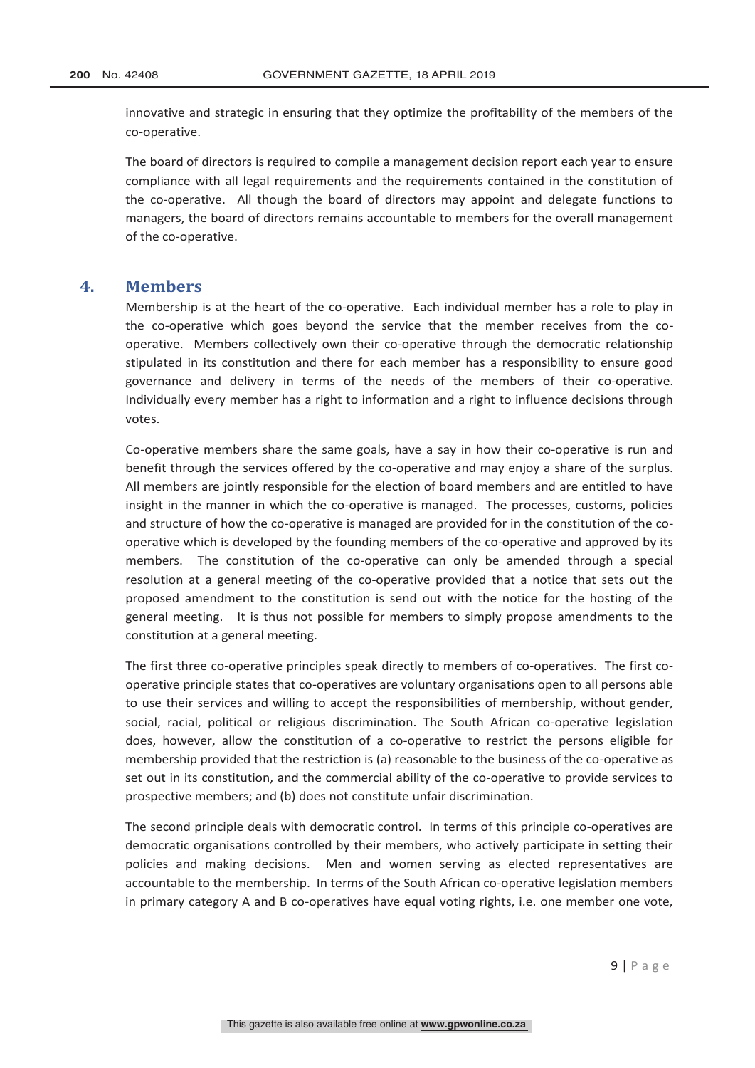innovative and strategic in ensuring that they optimize the profitability of the members of the co-operative.

The board of directors is required to compile a management decision report each year to ensure compliance with all legal requirements and the requirements contained in the constitution of the co-operative. All though the board of directors may appoint and delegate functions to managers, the board of directors remains accountable to members for the overall management of the co-operative.

## 4. Members

Membership is at the heart of the co-operative. Each individual member has a role to play in the co-operative which goes beyond the service that the member receives from the co-operative. Members collectively own their co-operative through the democratic relationship stipulated in its constitution and there for each member has a responsibility to ensure good governance and delivery in terms of the needs of the members of their co-operative. Individually every member has a right to information and a right to influence decisions through votes.

Co-operative members share the same goals, have a say in how their co-operative is run and benefit through the services offered by the co-operative and may enjoy a share of the surplus. All members are jointly responsible for the election of board members and are entitled to have insight in the manner in which the co-operative is managed. The processes, customs, policies and structure of how the co-operative is managed are provided for in the constitution of the co-operative which is developed by the founding members of the co-operative and approved by its members. The constitution of the co-operative can only be amended through a special resolution at a general meeting of the co-operative provided that a notice that sets out the proposed amendment to the constitution is send out with the notice for the hosting of the general meeting. It is thus not possible for members to simply propose amendments to the constitution at a general meeting.

The first three co-operative principles speak directly to members of co-operatives. The first co-operative principle states that co-operatives are voluntary organisations open to all persons able to use their services and willing to accept the responsibilities of membership, without gender, social, racial, political or religious discrimination. The South African co-operative legislation does, however, allow the constitution of a co-operative to restrict the persons eligible for membership provided that the restriction is (a) reasonable to the business of the co-operative as set out in its constitution, and the commercial ability of the co-operative to provide services to prospective members; and (b) does not constitute unfair discrimination.

The second principle deals with democratic control. In terms of this principle co-operatives are democratic organisations controlled by their members, who actively participate in setting their policies and making decisions. Men and women serving as elected representatives are accountable to the membership. In terms of the South African co-operative legislation members in primary category A and B co-operatives have equal voting rights, i.e. one member one vote,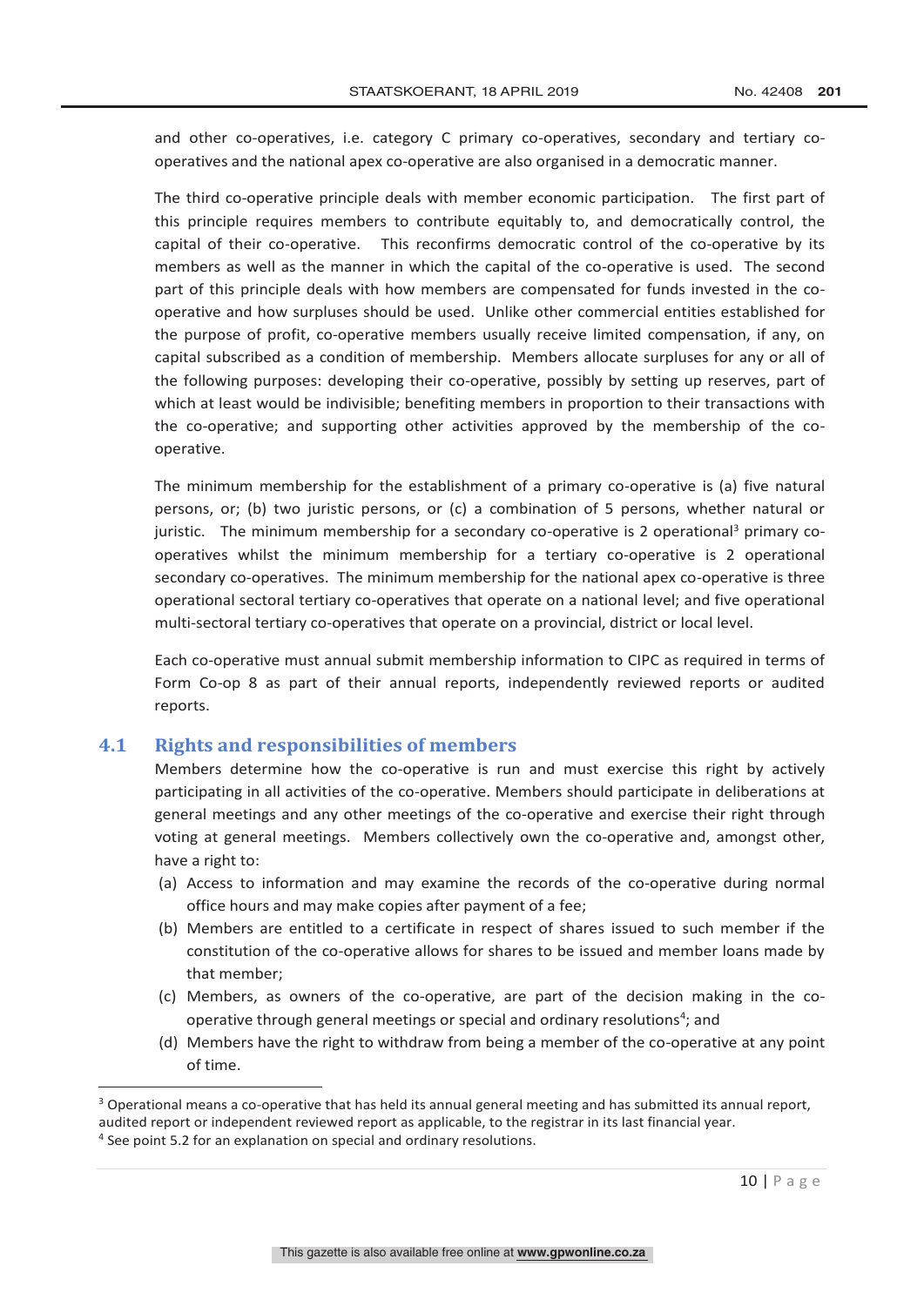and other co-operatives, i.e. category C primary co-operatives, secondary and tertiary co-operatives and the national apex co-operative are also organised in a democratic manner.

The third co-operative principle deals with member economic participation. The first part of this principle requires members to contribute equitably to, and democratically control, the capital of their co-operative. This reconfirms democratic control of the co-operative by its members as well as the manner in which the capital of the co-operative is used. The second part of this principle deals with how members are compensated for funds invested in the co-operative and how surpluses should be used. Unlike other commercial entities established for the purpose of profit, co-operative members usually receive limited compensation, if any, on capital subscribed as a condition of membership. Members allocate surpluses for any or all of the following purposes: developing their co-operative, possibly by setting up reserves, part of which at least would be indivisible; benefiting members in proportion to their transactions with the co-operative; and supporting other activities approved by the membership of the co-operative.

The minimum membership for the establishment of a primary co-operative is (a) five natural persons, or; (b) two juristic persons, or (c) a combination of 5 persons, whether natural or juristic. The minimum membership for a secondary co-operative is 2 operational[3] primary co-operatives whilst the minimum membership for a tertiary co-operative is 2 operational secondary co-operatives. The minimum membership for the national apex co-operative is three operational sectoral tertiary co-operatives that operate on a national level; and five operational multi-sectoral tertiary co-operatives that operate on a provincial, district or local level.

Each co-operative must annual submit membership information to CIPC as required in terms of Form Co-op 8 as part of their annual reports, independently reviewed reports or audited reports.

## 4.1 Rights and responsibilities of members

Members determine how the co-operative is run and must exercise this right by actively participating in all activities of the co-operative. Members should participate in deliberations at general meetings and any other meetings of the co-operative and exercise their right through voting at general meetings. Members collectively own the co-operative and, amongst other, have a right to:

(a) Access to information and may examine the records of the co-operative during normal office hours and may make copies after payment of a fee;
(b) Members are entitled to a certificate in respect of shares issued to such member if the constitution of the co-operative allows for shares to be issued and member loans made by that member;
(c) Members, as owners of the co-operative, are part of the decision making in the co-operative through general meetings or special and ordinary resolutions[4]; and
(d) Members have the right to withdraw from being a member of the co-operative at any point of time.

---

[3] Operational means a co-operative that has held its annual general meeting and has submitted its annual report, audited report or independent reviewed report as applicable, to the registrar in its last financial year.

[4] See point 5.2 for an explanation on special and ordinary resolutions.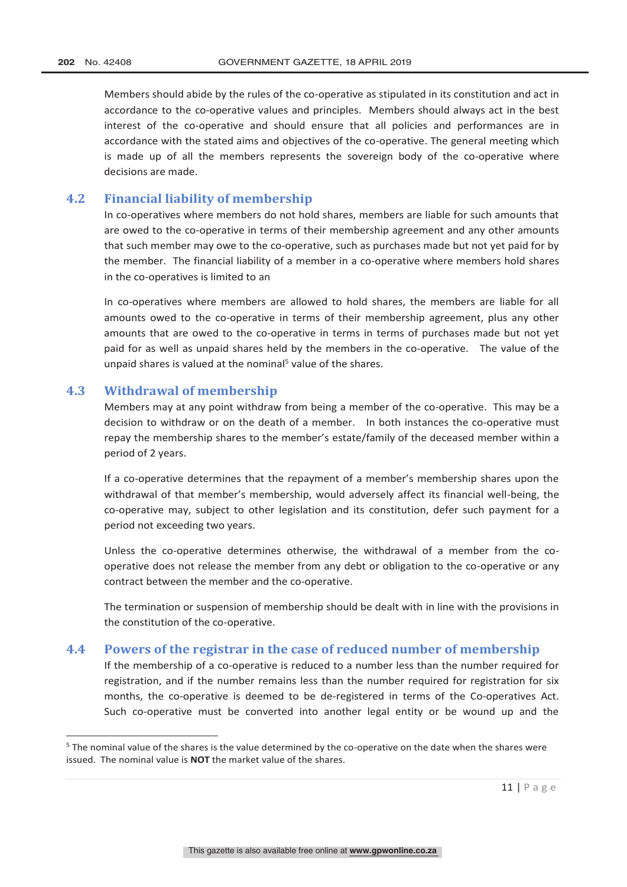Members should abide by the rules of the co-operative as stipulated in its constitution and act in accordance to the co-operative values and principles. Members should always act in the best interest of the co-operative and should ensure that all policies and performances are in accordance with the stated aims and objectives of the co-operative. The general meeting which is made up of all the members represents the sovereign body of the co-operative where decisions are made.

## 4.2 Financial liability of membership

In co-operatives where members do not hold shares, members are liable for such amounts that are owed to the co-operative in terms of their membership agreement and any other amounts that such member may owe to the co-operative, such as purchases made but not yet paid for by the member. The financial liability of a member in a co-operative where members hold shares in the co-operatives is limited to an

In co-operatives where members are allowed to hold shares, the members are liable for all amounts owed to the co-operative in terms of their membership agreement, plus any other amounts that are owed to the co-operative in terms in terms of purchases made but not yet paid for as well as unpaid shares held by the members in the co-operative. The value of the unpaid shares is valued at the nominal[5] value of the shares.

## 4.3 Withdrawal of membership

Members may at any point withdraw from being a member of the co-operative. This may be a decision to withdraw or on the death of a member. In both instances the co-operative must repay the membership shares to the member's estate/family of the deceased member within a period of 2 years.

If a co-operative determines that the repayment of a member's membership shares upon the withdrawal of that member's membership, would adversely affect its financial well-being, the co-operative may, subject to other legislation and its constitution, defer such payment for a period not exceeding two years.

Unless the co-operative determines otherwise, the withdrawal of a member from the co-operative does not release the member from any debt or obligation to the co-operative or any contract between the member and the co-operative.

The termination or suspension of membership should be dealt with in line with the provisions in the constitution of the co-operative.

## 4.4 Powers of the registrar in the case of reduced number of membership

If the membership of a co-operative is reduced to a number less than the number required for registration, and if the number remains less than the number required for registration for six months, the co-operative is deemed to be de-registered in terms of the Co-operatives Act. Such co-operative must be converted into another legal entity or be wound up and the

---

[5] The nominal value of the shares is the value determined by the co-operative on the date when the shares were issued. The nominal value is **NOT** the market value of the shares.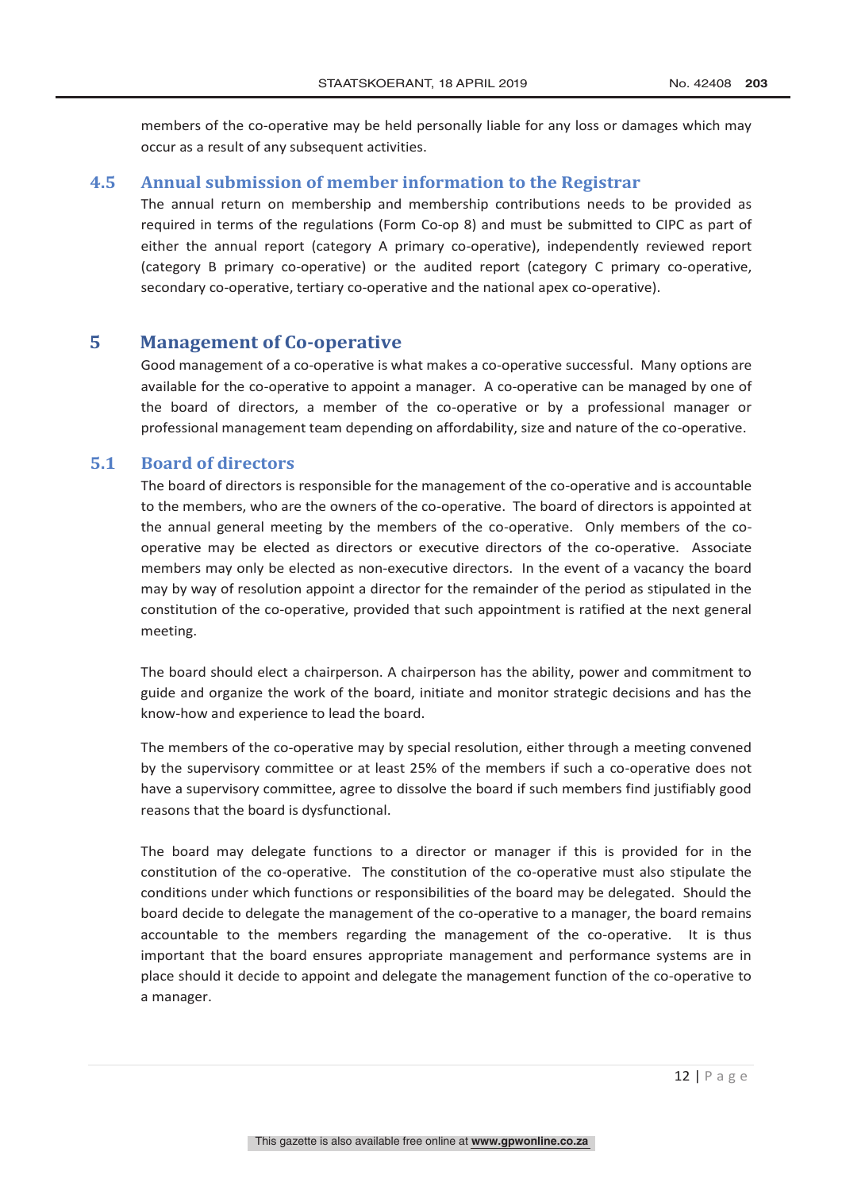members of the co-operative may be held personally liable for any loss or damages which may occur as a result of any subsequent activities.

### 4.5 Annual submission of member information to the Registrar

The annual return on membership and membership contributions needs to be provided as required in terms of the regulations (Form Co-op 8) and must be submitted to CIPC as part of either the annual report (category A primary co-operative), independently reviewed report (category B primary co-operative) or the audited report (category C primary co-operative, secondary co-operative, tertiary co-operative and the national apex co-operative).

## 5 Management of Co-operative

Good management of a co-operative is what makes a co-operative successful. Many options are available for the co-operative to appoint a manager. A co-operative can be managed by one of the board of directors, a member of the co-operative or by a professional manager or professional management team depending on affordability, size and nature of the co-operative.

### 5.1 Board of directors

The board of directors is responsible for the management of the co-operative and is accountable to the members, who are the owners of the co-operative. The board of directors is appointed at the annual general meeting by the members of the co-operative. Only members of the co-operative may be elected as directors or executive directors of the co-operative. Associate members may only be elected as non-executive directors. In the event of a vacancy the board may by way of resolution appoint a director for the remainder of the period as stipulated in the constitution of the co-operative, provided that such appointment is ratified at the next general meeting.

The board should elect a chairperson. A chairperson has the ability, power and commitment to guide and organize the work of the board, initiate and monitor strategic decisions and has the know-how and experience to lead the board.

The members of the co-operative may by special resolution, either through a meeting convened by the supervisory committee or at least 25% of the members if such a co-operative does not have a supervisory committee, agree to dissolve the board if such members find justifiably good reasons that the board is dysfunctional.

The board may delegate functions to a director or manager if this is provided for in the constitution of the co-operative. The constitution of the co-operative must also stipulate the conditions under which functions or responsibilities of the board may be delegated. Should the board decide to delegate the management of the co-operative to a manager, the board remains accountable to the members regarding the management of the co-operative. It is thus important that the board ensures appropriate management and performance systems are in place should it decide to appoint and delegate the management function of the co-operative to a manager.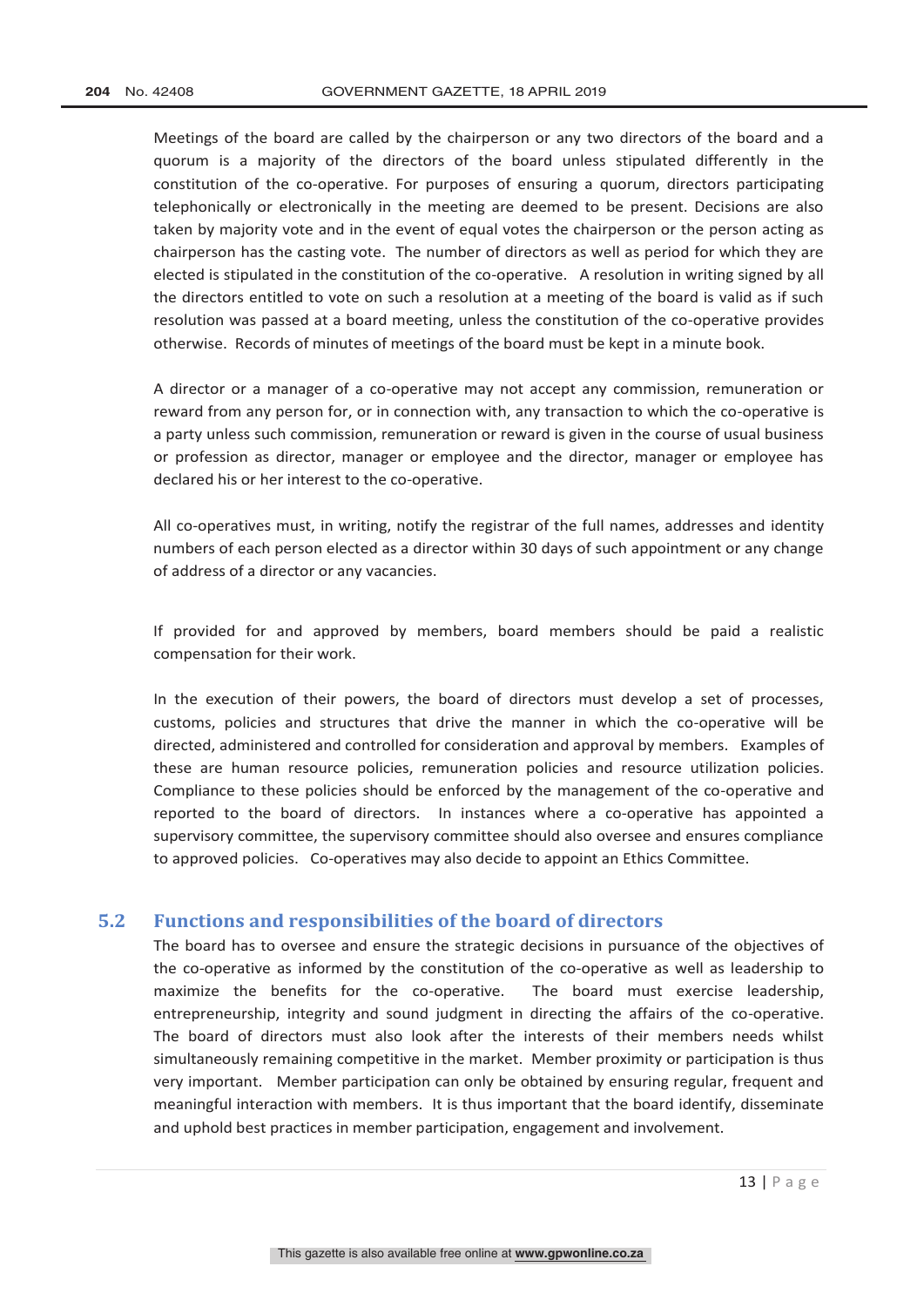Meetings of the board are called by the chairperson or any two directors of the board and a quorum is a majority of the directors of the board unless stipulated differently in the constitution of the co-operative. For purposes of ensuring a quorum, directors participating telephonically or electronically in the meeting are deemed to be present. Decisions are also taken by majority vote and in the event of equal votes the chairperson or the person acting as chairperson has the casting vote. The number of directors as well as period for which they are elected is stipulated in the constitution of the co-operative. A resolution in writing signed by all the directors entitled to vote on such a resolution at a meeting of the board is valid as if such resolution was passed at a board meeting, unless the constitution of the co-operative provides otherwise. Records of minutes of meetings of the board must be kept in a minute book.

A director or a manager of a co-operative may not accept any commission, remuneration or reward from any person for, or in connection with, any transaction to which the co-operative is a party unless such commission, remuneration or reward is given in the course of usual business or profession as director, manager or employee and the director, manager or employee has declared his or her interest to the co-operative.

All co-operatives must, in writing, notify the registrar of the full names, addresses and identity numbers of each person elected as a director within 30 days of such appointment or any change of address of a director or any vacancies.

If provided for and approved by members, board members should be paid a realistic compensation for their work.

In the execution of their powers, the board of directors must develop a set of processes, customs, policies and structures that drive the manner in which the co-operative will be directed, administered and controlled for consideration and approval by members. Examples of these are human resource policies, remuneration policies and resource utilization policies. Compliance to these policies should be enforced by the management of the co-operative and reported to the board of directors. In instances where a co-operative has appointed a supervisory committee, the supervisory committee should also oversee and ensures compliance to approved policies. Co-operatives may also decide to appoint an Ethics Committee.

## 5.2 Functions and responsibilities of the board of directors

The board has to oversee and ensure the strategic decisions in pursuance of the objectives of the co-operative as informed by the constitution of the co-operative as well as leadership to maximize the benefits for the co-operative. The board must exercise leadership, entrepreneurship, integrity and sound judgment in directing the affairs of the co-operative. The board of directors must also look after the interests of their members needs whilst simultaneously remaining competitive in the market. Member proximity or participation is thus very important. Member participation can only be obtained by ensuring regular, frequent and meaningful interaction with members. It is thus important that the board identify, disseminate and uphold best practices in member participation, engagement and involvement.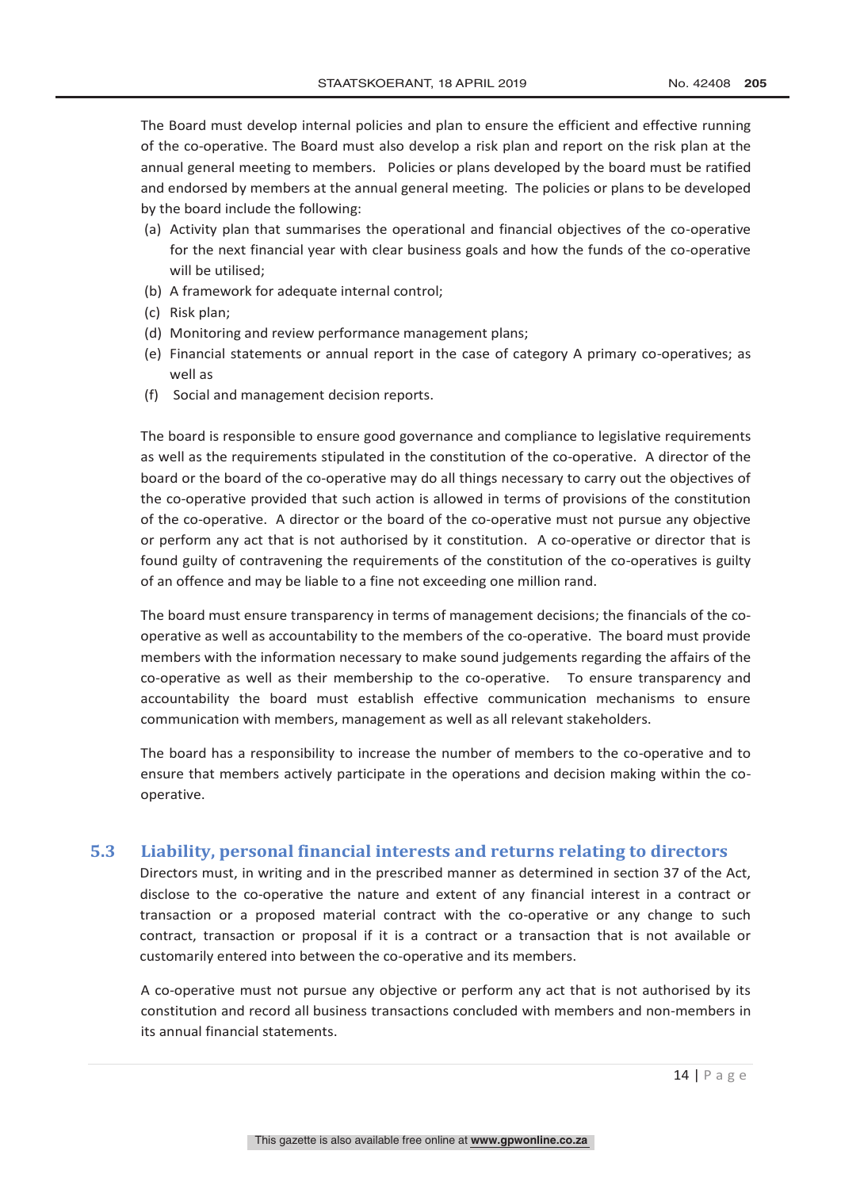The Board must develop internal policies and plan to ensure the efficient and effective running of the co-operative. The Board must also develop a risk plan and report on the risk plan at the annual general meeting to members. Policies or plans developed by the board must be ratified and endorsed by members at the annual general meeting. The policies or plans to be developed by the board include the following:

(a) Activity plan that summarises the operational and financial objectives of the co-operative for the next financial year with clear business goals and how the funds of the co-operative will be utilised;
(b) A framework for adequate internal control;
(c) Risk plan;
(d) Monitoring and review performance management plans;
(e) Financial statements or annual report in the case of category A primary co-operatives; as well as
(f) Social and management decision reports.

The board is responsible to ensure good governance and compliance to legislative requirements as well as the requirements stipulated in the constitution of the co-operative. A director of the board or the board of the co-operative may do all things necessary to carry out the objectives of the co-operative provided that such action is allowed in terms of provisions of the constitution of the co-operative. A director or the board of the co-operative must not pursue any objective or perform any act that is not authorised by it constitution. A co-operative or director that is found guilty of contravening the requirements of the constitution of the co-operatives is guilty of an offence and may be liable to a fine not exceeding one million rand.

The board must ensure transparency in terms of management decisions; the financials of the co-operative as well as accountability to the members of the co-operative. The board must provide members with the information necessary to make sound judgements regarding the affairs of the co-operative as well as their membership to the co-operative. To ensure transparency and accountability the board must establish effective communication mechanisms to ensure communication with members, management as well as all relevant stakeholders.

The board has a responsibility to increase the number of members to the co-operative and to ensure that members actively participate in the operations and decision making within the co-operative.

## 5.3 Liability, personal financial interests and returns relating to directors

Directors must, in writing and in the prescribed manner as determined in section 37 of the Act, disclose to the co-operative the nature and extent of any financial interest in a contract or transaction or a proposed material contract with the co-operative or any change to such contract, transaction or proposal if it is a contract or a transaction that is not available or customarily entered into between the co-operative and its members.

A co-operative must not pursue any objective or perform any act that is not authorised by its constitution and record all business transactions concluded with members and non-members in its annual financial statements.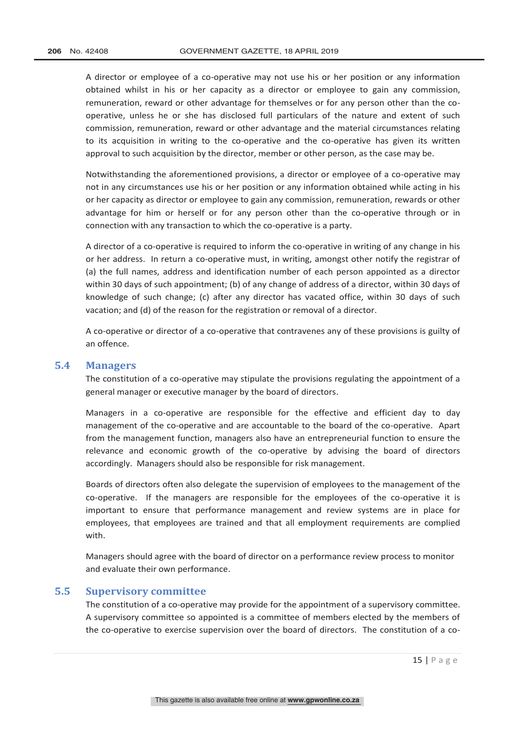A director or employee of a co-operative may not use his or her position or any information obtained whilst in his or her capacity as a director or employee to gain any commission, remuneration, reward or other advantage for themselves or for any person other than the co-operative, unless he or she has disclosed full particulars of the nature and extent of such commission, remuneration, reward or other advantage and the material circumstances relating to its acquisition in writing to the co-operative and the co-operative has given its written approval to such acquisition by the director, member or other person, as the case may be.

Notwithstanding the aforementioned provisions, a director or employee of a co-operative may not in any circumstances use his or her position or any information obtained while acting in his or her capacity as director or employee to gain any commission, remuneration, rewards or other advantage for him or herself or for any person other than the co-operative through or in connection with any transaction to which the co-operative is a party.

A director of a co-operative is required to inform the co-operative in writing of any change in his or her address. In return a co-operative must, in writing, amongst other notify the registrar of (a) the full names, address and identification number of each person appointed as a director within 30 days of such appointment; (b) of any change of address of a director, within 30 days of knowledge of such change; (c) after any director has vacated office, within 30 days of such vacation; and (d) of the reason for the registration or removal of a director.

A co-operative or director of a co-operative that contravenes any of these provisions is guilty of an offence.

## 5.4 Managers

The constitution of a co-operative may stipulate the provisions regulating the appointment of a general manager or executive manager by the board of directors.

Managers in a co-operative are responsible for the effective and efficient day to day management of the co-operative and are accountable to the board of the co-operative. Apart from the management function, managers also have an entrepreneurial function to ensure the relevance and economic growth of the co-operative by advising the board of directors accordingly. Managers should also be responsible for risk management.

Boards of directors often also delegate the supervision of employees to the management of the co-operative. If the managers are responsible for the employees of the co-operative it is important to ensure that performance management and review systems are in place for employees, that employees are trained and that all employment requirements are complied with.

Managers should agree with the board of director on a performance review process to monitor and evaluate their own performance.

## 5.5 Supervisory committee

The constitution of a co-operative may provide for the appointment of a supervisory committee. A supervisory committee so appointed is a committee of members elected by the members of the co-operative to exercise supervision over the board of directors. The constitution of a co-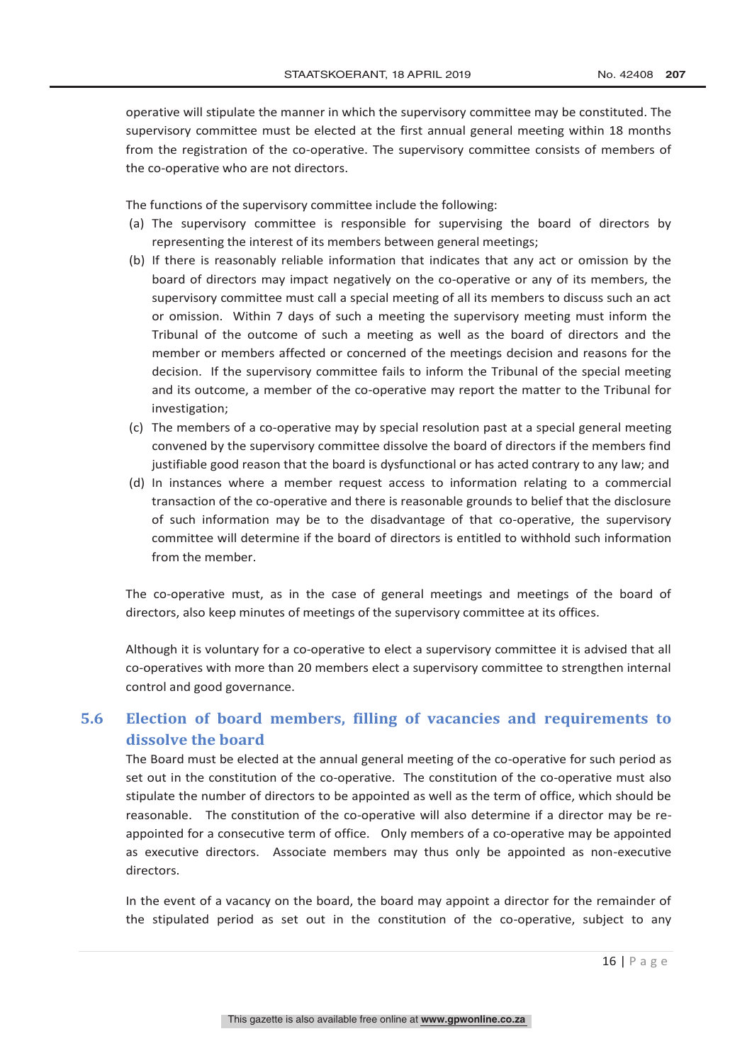operative will stipulate the manner in which the supervisory committee may be constituted. The supervisory committee must be elected at the first annual general meeting within 18 months from the registration of the co-operative. The supervisory committee consists of members of the co-operative who are not directors.

The functions of the supervisory committee include the following:

(a) The supervisory committee is responsible for supervising the board of directors by representing the interest of its members between general meetings;
(b) If there is reasonably reliable information that indicates that any act or omission by the board of directors may impact negatively on the co-operative or any of its members, the supervisory committee must call a special meeting of all its members to discuss such an act or omission. Within 7 days of such a meeting the supervisory meeting must inform the Tribunal of the outcome of such a meeting as well as the board of directors and the member or members affected or concerned of the meetings decision and reasons for the decision. If the supervisory committee fails to inform the Tribunal of the special meeting and its outcome, a member of the co-operative may report the matter to the Tribunal for investigation;
(c) The members of a co-operative may by special resolution past at a special general meeting convened by the supervisory committee dissolve the board of directors if the members find justifiable good reason that the board is dysfunctional or has acted contrary to any law; and
(d) In instances where a member request access to information relating to a commercial transaction of the co-operative and there is reasonable grounds to belief that the disclosure of such information may be to the disadvantage of that co-operative, the supervisory committee will determine if the board of directors is entitled to withhold such information from the member.

The co-operative must, as in the case of general meetings and meetings of the board of directors, also keep minutes of meetings of the supervisory committee at its offices.

Although it is voluntary for a co-operative to elect a supervisory committee it is advised that all co-operatives with more than 20 members elect a supervisory committee to strengthen internal control and good governance.

## 5.6 Election of board members, filling of vacancies and requirements to dissolve the board

The Board must be elected at the annual general meeting of the co-operative for such period as set out in the constitution of the co-operative. The constitution of the co-operative must also stipulate the number of directors to be appointed as well as the term of office, which should be reasonable. The constitution of the co-operative will also determine if a director may be re-appointed for a consecutive term of office. Only members of a co-operative may be appointed as executive directors. Associate members may thus only be appointed as non-executive directors.

In the event of a vacancy on the board, the board may appoint a director for the remainder of the stipulated period as set out in the constitution of the co-operative, subject to any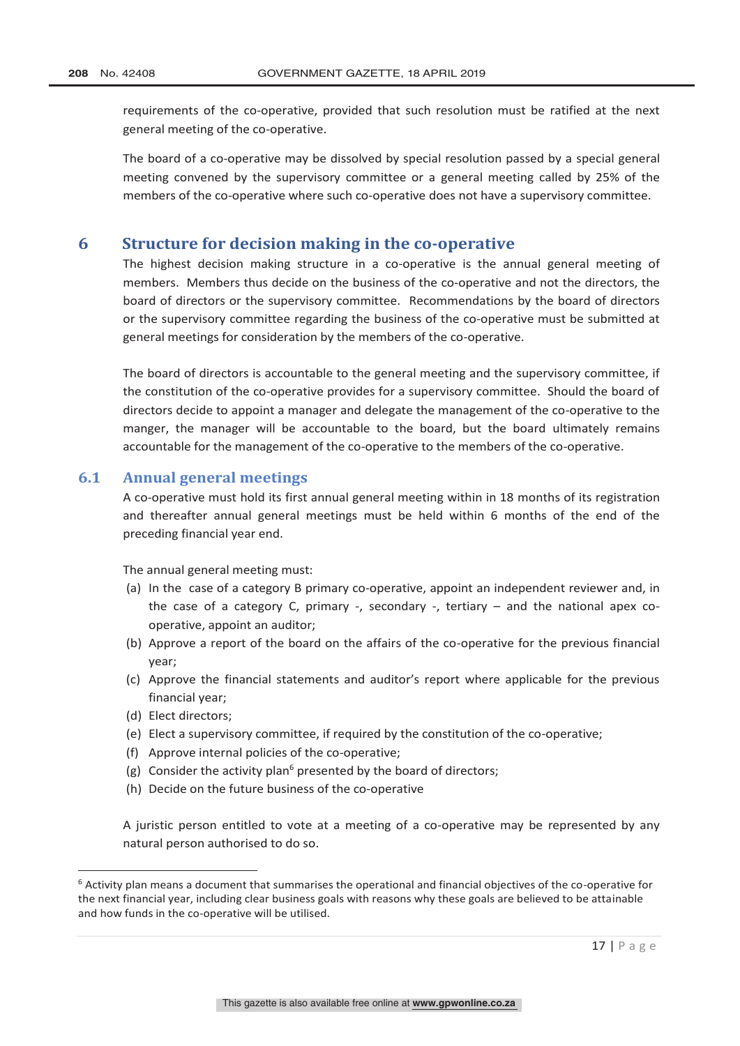requirements of the co-operative, provided that such resolution must be ratified at the next general meeting of the co-operative.

The board of a co-operative may be dissolved by special resolution passed by a special general meeting convened by the supervisory committee or a general meeting called by 25% of the members of the co-operative where such co-operative does not have a supervisory committee.

## 6 Structure for decision making in the co-operative

The highest decision making structure in a co-operative is the annual general meeting of members. Members thus decide on the business of the co-operative and not the directors, the board of directors or the supervisory committee. Recommendations by the board of directors or the supervisory committee regarding the business of the co-operative must be submitted at general meetings for consideration by the members of the co-operative.

The board of directors is accountable to the general meeting and the supervisory committee, if the constitution of the co-operative provides for a supervisory committee. Should the board of directors decide to appoint a manager and delegate the management of the co-operative to the manger, the manager will be accountable to the board, but the board ultimately remains accountable for the management of the co-operative to the members of the co-operative.

### 6.1 Annual general meetings

A co-operative must hold its first annual general meeting within in 18 months of its registration and thereafter annual general meetings must be held within 6 months of the end of the preceding financial year end.

The annual general meeting must:

(a) In the case of a category B primary co-operative, appoint an independent reviewer and, in the case of a category C, primary -, secondary -, tertiary – and the national apex co-operative, appoint an auditor;
(b) Approve a report of the board on the affairs of the co-operative for the previous financial year;
(c) Approve the financial statements and auditor's report where applicable for the previous financial year;
(d) Elect directors;
(e) Elect a supervisory committee, if required by the constitution of the co-operative;
(f) Approve internal policies of the co-operative;
(g) Consider the activity plan[6] presented by the board of directors;
(h) Decide on the future business of the co-operative

A juristic person entitled to vote at a meeting of a co-operative may be represented by any natural person authorised to do so.

[6] Activity plan means a document that summarises the operational and financial objectives of the co-operative for the next financial year, including clear business goals with reasons why these goals are believed to be attainable and how funds in the co-operative will be utilised.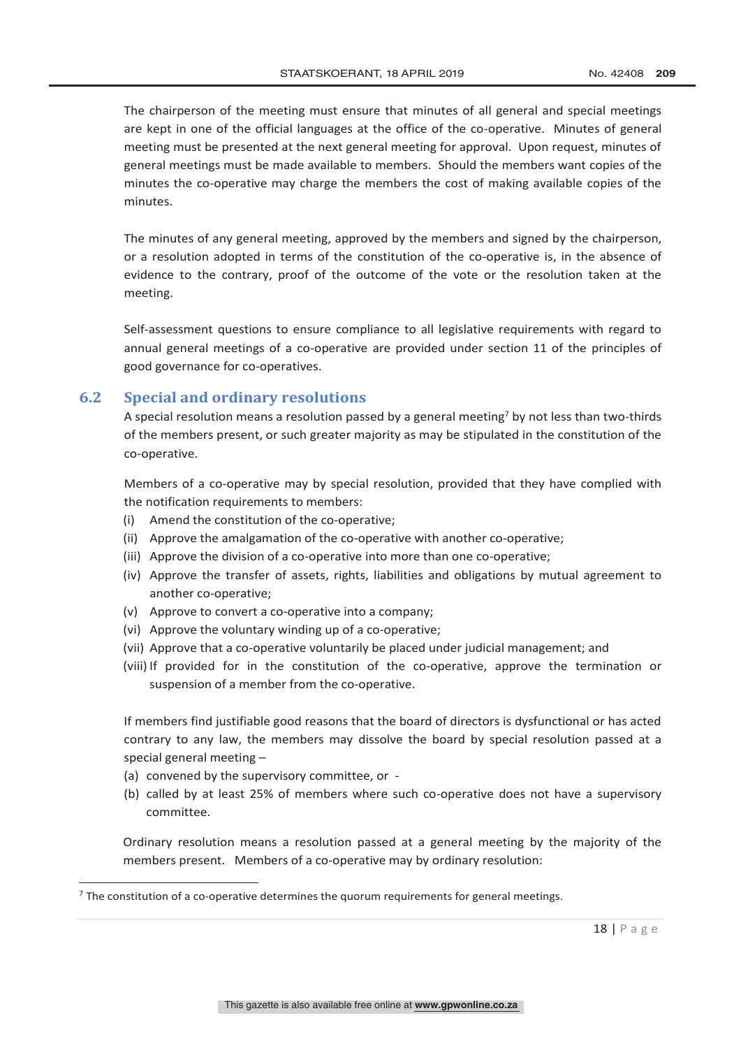The chairperson of the meeting must ensure that minutes of all general and special meetings are kept in one of the official languages at the office of the co-operative. Minutes of general meeting must be presented at the next general meeting for approval. Upon request, minutes of general meetings must be made available to members. Should the members want copies of the minutes the co-operative may charge the members the cost of making available copies of the minutes.

The minutes of any general meeting, approved by the members and signed by the chairperson, or a resolution adopted in terms of the constitution of the co-operative is, in the absence of evidence to the contrary, proof of the outcome of the vote or the resolution taken at the meeting.

Self-assessment questions to ensure compliance to all legislative requirements with regard to annual general meetings of a co-operative are provided under section 11 of the principles of good governance for co-operatives.

## 6.2 Special and ordinary resolutions

A special resolution means a resolution passed by a general meeting[7] by not less than two-thirds of the members present, or such greater majority as may be stipulated in the constitution of the co-operative.

Members of a co-operative may by special resolution, provided that they have complied with the notification requirements to members:

(i) Amend the constitution of the co-operative;
(ii) Approve the amalgamation of the co-operative with another co-operative;
(iii) Approve the division of a co-operative into more than one co-operative;
(iv) Approve the transfer of assets, rights, liabilities and obligations by mutual agreement to another co-operative;
(v) Approve to convert a co-operative into a company;
(vi) Approve the voluntary winding up of a co-operative;
(vii) Approve that a co-operative voluntarily be placed under judicial management; and
(viii) If provided for in the constitution of the co-operative, approve the termination or suspension of a member from the co-operative.

If members find justifiable good reasons that the board of directors is dysfunctional or has acted contrary to any law, the members may dissolve the board by special resolution passed at a special general meeting –

(a) convened by the supervisory committee, or -
(b) called by at least 25% of members where such co-operative does not have a supervisory committee.

Ordinary resolution means a resolution passed at a general meeting by the majority of the members present. Members of a co-operative may by ordinary resolution:

[7] The constitution of a co-operative determines the quorum requirements for general meetings.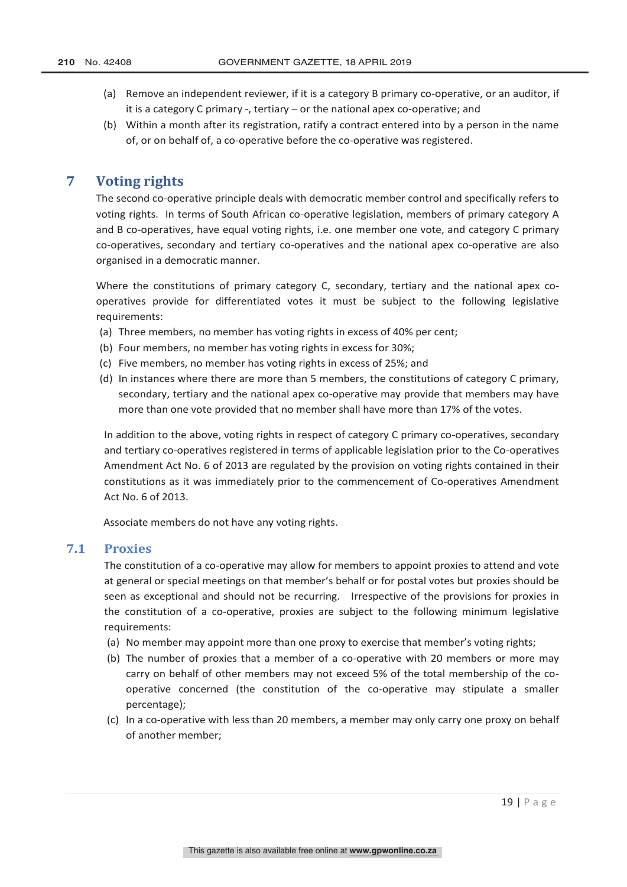(a) Remove an independent reviewer, if it is a category B primary co-operative, or an auditor, if it is a category C primary -, tertiary – or the national apex co-operative; and

(b) Within a month after its registration, ratify a contract entered into by a person in the name of, or on behalf of, a co-operative before the co-operative was registered.

## 7 Voting rights

The second co-operative principle deals with democratic member control and specifically refers to voting rights. In terms of South African co-operative legislation, members of primary category A and B co-operatives, have equal voting rights, i.e. one member one vote, and category C primary co-operatives, secondary and tertiary co-operatives and the national apex co-operative are also organised in a democratic manner.

Where the constitutions of primary category C, secondary, tertiary and the national apex co-operatives provide for differentiated votes it must be subject to the following legislative requirements:

(a) Three members, no member has voting rights in excess of 40% per cent;
(b) Four members, no member has voting rights in excess for 30%;
(c) Five members, no member has voting rights in excess of 25%; and
(d) In instances where there are more than 5 members, the constitutions of category C primary, secondary, tertiary and the national apex co-operative may provide that members may have more than one vote provided that no member shall have more than 17% of the votes.

In addition to the above, voting rights in respect of category C primary co-operatives, secondary and tertiary co-operatives registered in terms of applicable legislation prior to the Co-operatives Amendment Act No. 6 of 2013 are regulated by the provision on voting rights contained in their constitutions as it was immediately prior to the commencement of Co-operatives Amendment Act No. 6 of 2013.

Associate members do not have any voting rights.

### 7.1 Proxies

The constitution of a co-operative may allow for members to appoint proxies to attend and vote at general or special meetings on that member's behalf or for postal votes but proxies should be seen as exceptional and should not be recurring. Irrespective of the provisions for proxies in the constitution of a co-operative, proxies are subject to the following minimum legislative requirements:

(a) No member may appoint more than one proxy to exercise that member's voting rights;
(b) The number of proxies that a member of a co-operative with 20 members or more may carry on behalf of other members may not exceed 5% of the total membership of the co-operative concerned (the constitution of the co-operative may stipulate a smaller percentage);
(c) In a co-operative with less than 20 members, a member may only carry one proxy on behalf of another member;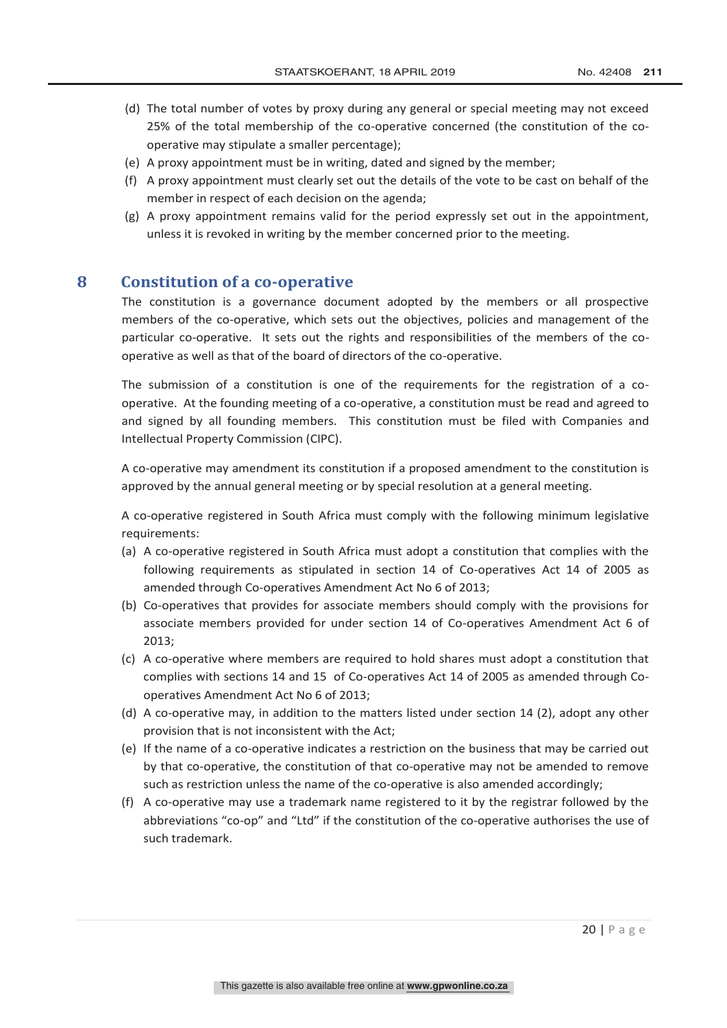(d) The total number of votes by proxy during any general or special meeting may not exceed 25% of the total membership of the co-operative concerned (the constitution of the co-operative may stipulate a smaller percentage);

(e) A proxy appointment must be in writing, dated and signed by the member;

(f) A proxy appointment must clearly set out the details of the vote to be cast on behalf of the member in respect of each decision on the agenda;

(g) A proxy appointment remains valid for the period expressly set out in the appointment, unless it is revoked in writing by the member concerned prior to the meeting.

## 8 Constitution of a co-operative

The constitution is a governance document adopted by the members or all prospective members of the co-operative, which sets out the objectives, policies and management of the particular co-operative. It sets out the rights and responsibilities of the members of the co-operative as well as that of the board of directors of the co-operative.

The submission of a constitution is one of the requirements for the registration of a co-operative. At the founding meeting of a co-operative, a constitution must be read and agreed to and signed by all founding members. This constitution must be filed with Companies and Intellectual Property Commission (CIPC).

A co-operative may amendment its constitution if a proposed amendment to the constitution is approved by the annual general meeting or by special resolution at a general meeting.

A co-operative registered in South Africa must comply with the following minimum legislative requirements:

(a) A co-operative registered in South Africa must adopt a constitution that complies with the following requirements as stipulated in section 14 of Co-operatives Act 14 of 2005 as amended through Co-operatives Amendment Act No 6 of 2013;

(b) Co-operatives that provides for associate members should comply with the provisions for associate members provided for under section 14 of Co-operatives Amendment Act 6 of 2013;

(c) A co-operative where members are required to hold shares must adopt a constitution that complies with sections 14 and 15 of Co-operatives Act 14 of 2005 as amended through Co-operatives Amendment Act No 6 of 2013;

(d) A co-operative may, in addition to the matters listed under section 14 (2), adopt any other provision that is not inconsistent with the Act;

(e) If the name of a co-operative indicates a restriction on the business that may be carried out by that co-operative, the constitution of that co-operative may not be amended to remove such as restriction unless the name of the co-operative is also amended accordingly;

(f) A co-operative may use a trademark name registered to it by the registrar followed by the abbreviations "co-op" and "Ltd" if the constitution of the co-operative authorises the use of such trademark.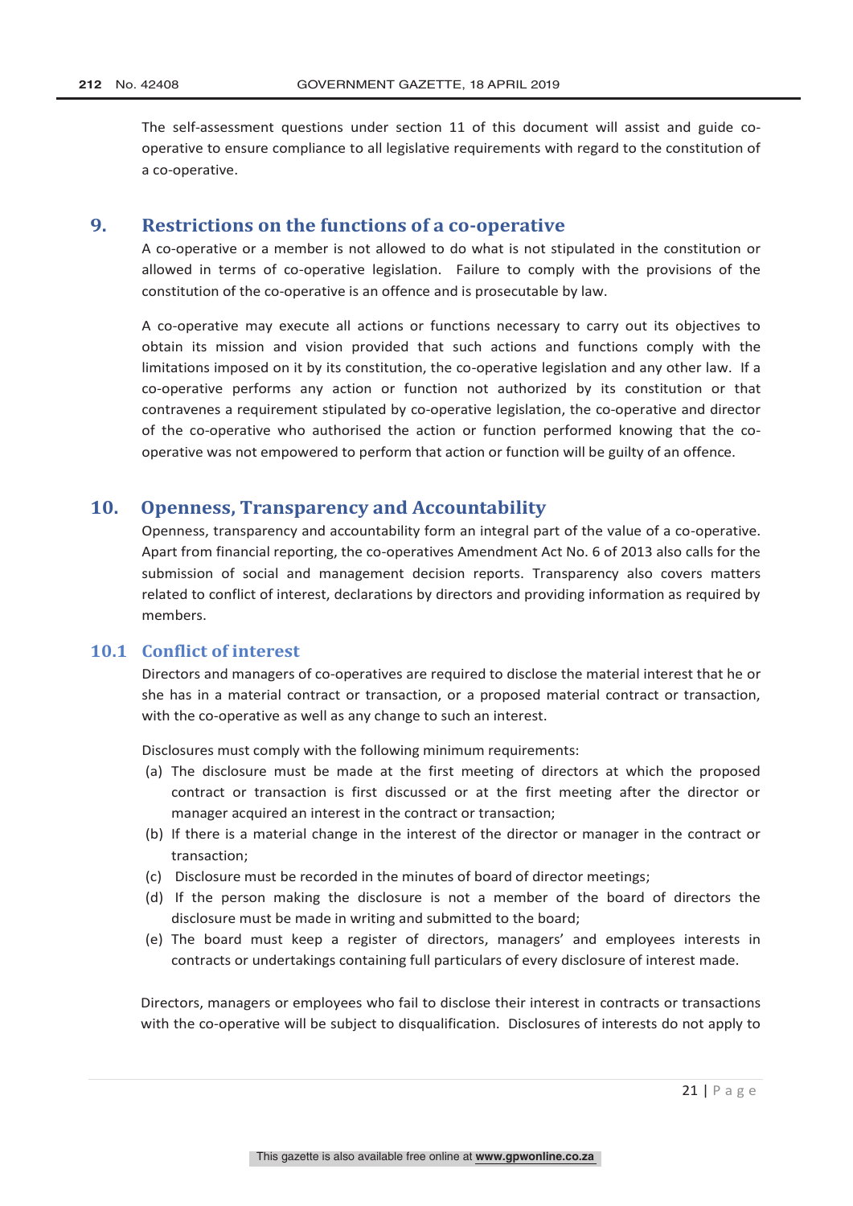The self-assessment questions under section 11 of this document will assist and guide co-operative to ensure compliance to all legislative requirements with regard to the constitution of a co-operative.

## 9. Restrictions on the functions of a co-operative

A co-operative or a member is not allowed to do what is not stipulated in the constitution or allowed in terms of co-operative legislation. Failure to comply with the provisions of the constitution of the co-operative is an offence and is prosecutable by law.

A co-operative may execute all actions or functions necessary to carry out its objectives to obtain its mission and vision provided that such actions and functions comply with the limitations imposed on it by its constitution, the co-operative legislation and any other law. If a co-operative performs any action or function not authorized by its constitution or that contravenes a requirement stipulated by co-operative legislation, the co-operative and director of the co-operative who authorised the action or function performed knowing that the co-operative was not empowered to perform that action or function will be guilty of an offence.

## 10. Openness, Transparency and Accountability

Openness, transparency and accountability form an integral part of the value of a co-operative. Apart from financial reporting, the co-operatives Amendment Act No. 6 of 2013 also calls for the submission of social and management decision reports. Transparency also covers matters related to conflict of interest, declarations by directors and providing information as required by members.

### 10.1 Conflict of interest

Directors and managers of co-operatives are required to disclose the material interest that he or she has in a material contract or transaction, or a proposed material contract or transaction, with the co-operative as well as any change to such an interest.

Disclosures must comply with the following minimum requirements:

(a) The disclosure must be made at the first meeting of directors at which the proposed contract or transaction is first discussed or at the first meeting after the director or manager acquired an interest in the contract or transaction;

(b) If there is a material change in the interest of the director or manager in the contract or transaction;

(c) Disclosure must be recorded in the minutes of board of director meetings;

(d) If the person making the disclosure is not a member of the board of directors the disclosure must be made in writing and submitted to the board;

(e) The board must keep a register of directors, managers' and employees interests in contracts or undertakings containing full particulars of every disclosure of interest made.

Directors, managers or employees who fail to disclose their interest in contracts or transactions with the co-operative will be subject to disqualification. Disclosures of interests do not apply to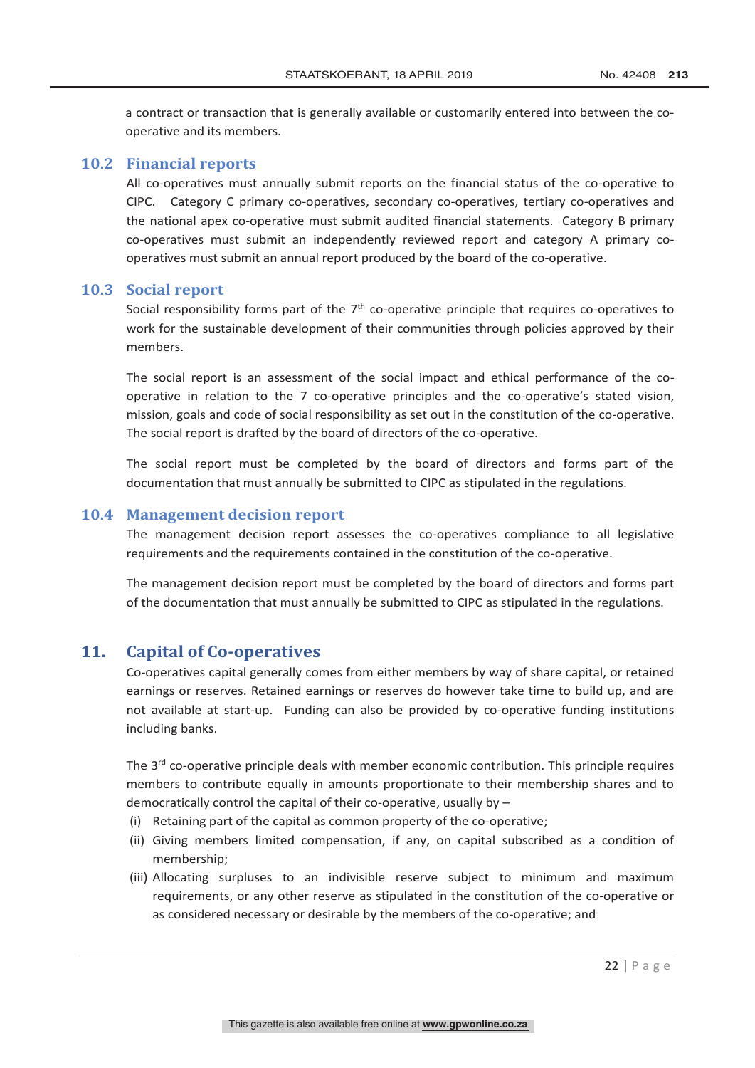a contract or transaction that is generally available or customarily entered into between the co-operative and its members.

### 10.2 Financial reports

All co-operatives must annually submit reports on the financial status of the co-operative to CIPC. Category C primary co-operatives, secondary co-operatives, tertiary co-operatives and the national apex co-operative must submit audited financial statements. Category B primary co-operatives must submit an independently reviewed report and category A primary co-operatives must submit an annual report produced by the board of the co-operative.

### 10.3 Social report

Social responsibility forms part of the 7th co-operative principle that requires co-operatives to work for the sustainable development of their communities through policies approved by their members.

The social report is an assessment of the social impact and ethical performance of the co-operative in relation to the 7 co-operative principles and the co-operative's stated vision, mission, goals and code of social responsibility as set out in the constitution of the co-operative. The social report is drafted by the board of directors of the co-operative.

The social report must be completed by the board of directors and forms part of the documentation that must annually be submitted to CIPC as stipulated in the regulations.

### 10.4 Management decision report

The management decision report assesses the co-operatives compliance to all legislative requirements and the requirements contained in the constitution of the co-operative.

The management decision report must be completed by the board of directors and forms part of the documentation that must annually be submitted to CIPC as stipulated in the regulations.

## 11. Capital of Co-operatives

Co-operatives capital generally comes from either members by way of share capital, or retained earnings or reserves. Retained earnings or reserves do however take time to build up, and are not available at start-up. Funding can also be provided by co-operative funding institutions including banks.

The 3rd co-operative principle deals with member economic contribution. This principle requires members to contribute equally in amounts proportionate to their membership shares and to democratically control the capital of their co-operative, usually by –

(i) Retaining part of the capital as common property of the co-operative;

(ii) Giving members limited compensation, if any, on capital subscribed as a condition of membership;

(iii) Allocating surpluses to an indivisible reserve subject to minimum and maximum requirements, or any other reserve as stipulated in the constitution of the co-operative or as considered necessary or desirable by the members of the co-operative; and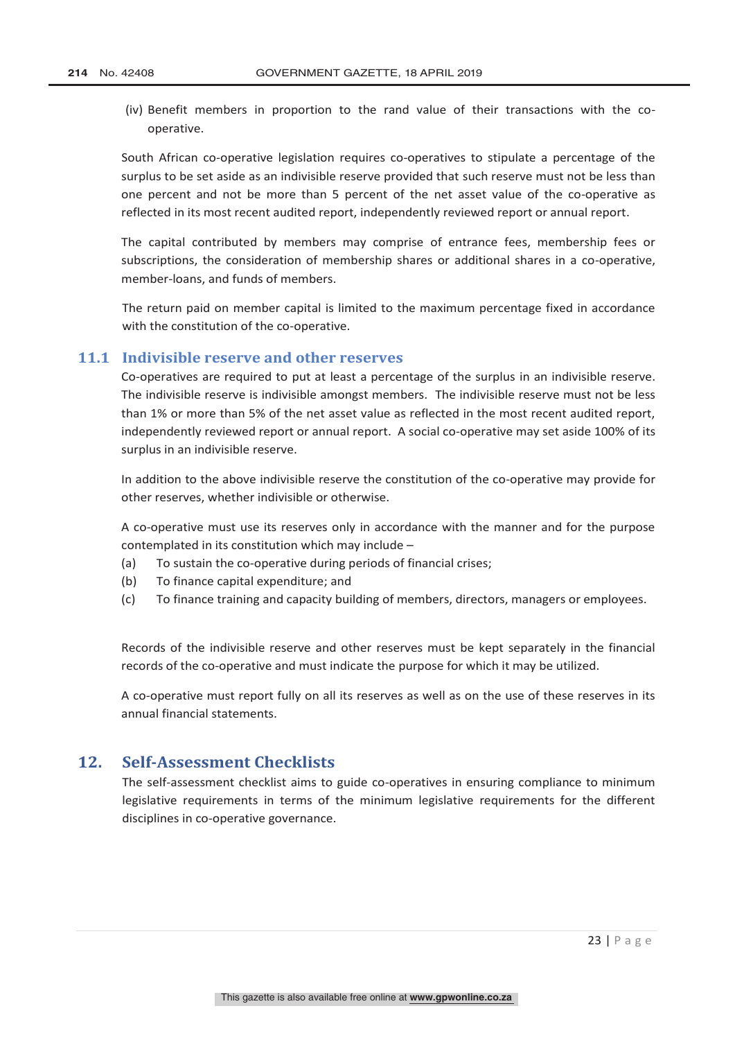(iv) Benefit members in proportion to the rand value of their transactions with the co-operative.

South African co-operative legislation requires co-operatives to stipulate a percentage of the surplus to be set aside as an indivisible reserve provided that such reserve must not be less than one percent and not be more than 5 percent of the net asset value of the co-operative as reflected in its most recent audited report, independently reviewed report or annual report.

The capital contributed by members may comprise of entrance fees, membership fees or subscriptions, the consideration of membership shares or additional shares in a co-operative, member-loans, and funds of members.

The return paid on member capital is limited to the maximum percentage fixed in accordance with the constitution of the co-operative.

## 11.1 Indivisible reserve and other reserves

Co-operatives are required to put at least a percentage of the surplus in an indivisible reserve. The indivisible reserve is indivisible amongst members. The indivisible reserve must not be less than 1% or more than 5% of the net asset value as reflected in the most recent audited report, independently reviewed report or annual report. A social co-operative may set aside 100% of its surplus in an indivisible reserve.

In addition to the above indivisible reserve the constitution of the co-operative may provide for other reserves, whether indivisible or otherwise.

A co-operative must use its reserves only in accordance with the manner and for the purpose contemplated in its constitution which may include –

(a) To sustain the co-operative during periods of financial crises;

(b) To finance capital expenditure; and

(c) To finance training and capacity building of members, directors, managers or employees.

Records of the indivisible reserve and other reserves must be kept separately in the financial records of the co-operative and must indicate the purpose for which it may be utilized.

A co-operative must report fully on all its reserves as well as on the use of these reserves in its annual financial statements.

# 12. Self-Assessment Checklists

The self-assessment checklist aims to guide co-operatives in ensuring compliance to minimum legislative requirements in terms of the minimum legislative requirements for the different disciplines in co-operative governance.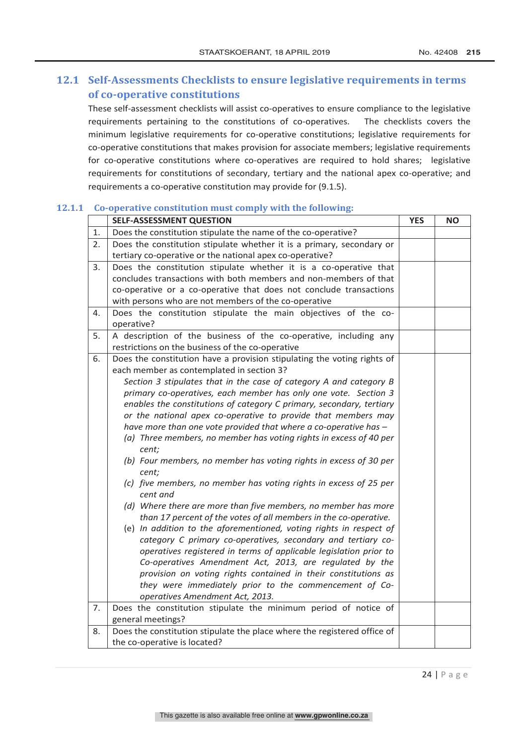## 12.1 Self-Assessments Checklists to ensure legislative requirements in terms of co-operative constitutions

These self-assessment checklists will assist co-operatives to ensure compliance to the legislative requirements pertaining to the constitutions of co-operatives. The checklists covers the minimum legislative requirements for co-operative constitutions; legislative requirements for co-operative constitutions that makes provision for associate members; legislative requirements for co-operative constitutions where co-operatives are required to hold shares; legislative requirements for constitutions of secondary, tertiary and the national apex co-operative; and requirements a co-operative constitution may provide for (9.1.5).

### 12.1.1 Co-operative constitution must comply with the following:

| | SELF-ASSESSMENT QUESTION | YES | NO |
|---|---|---|---|
| 1. | Does the constitution stipulate the name of the co-operative? | | |
| 2. | Does the constitution stipulate whether it is a primary, secondary or tertiary co-operative or the national apex co-operative? | | |
| 3. | Does the constitution stipulate whether it is a co-operative that concludes transactions with both members and non-members of that co-operative or a co-operative that does not conclude transactions with persons who are not members of the co-operative | | |
| 4. | Does the constitution stipulate the main objectives of the co-operative? | | |
| 5. | A description of the business of the co-operative, including any restrictions on the business of the co-operative | | |
| 6. | Does the constitution have a provision stipulating the voting rights of each member as contemplated in section 3?<br>*Section 3 stipulates that in the case of category A and category B primary co-operatives, each member has only one vote. Section 3 enables the constitutions of category C primary, secondary, tertiary or the national apex co-operative to provide that members may have more than one vote provided that where a co-operative has –*<br>*(a) Three members, no member has voting rights in excess of 40 per cent;*<br>*(b) Four members, no member has voting rights in excess of 30 per cent;*<br>*(c) five members, no member has voting rights in excess of 25 per cent and*<br>*(d) Where there are more than five members, no member has more than 17 percent of the votes of all members in the co-operative.*<br>(e) *In addition to the aforementioned, voting rights in respect of category C primary co-operatives, secondary and tertiary co-operatives registered in terms of applicable legislation prior to Co-operatives Amendment Act, 2013, are regulated by the provision on voting rights contained in their constitutions as they were immediately prior to the commencement of Co-operatives Amendment Act, 2013.* | | |
| 7. | Does the constitution stipulate the minimum period of notice of general meetings? | | |
| 8. | Does the constitution stipulate the place where the registered office of the co-operative is located? | | |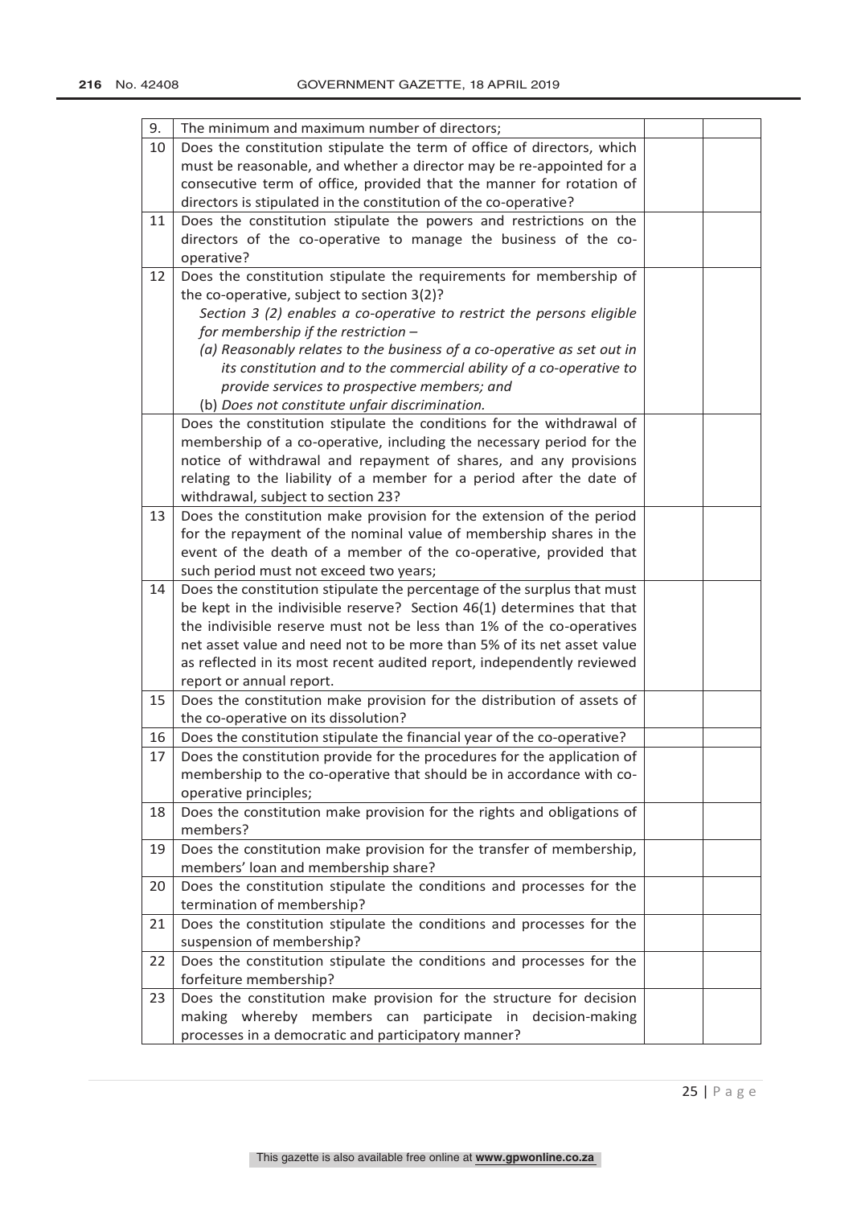| | | | |
|---|---|---|---|
| 9. | The minimum and maximum number of directors; | | |
| 10 | Does the constitution stipulate the term of office of directors, which must be reasonable, and whether a director may be re-appointed for a consecutive term of office, provided that the manner for rotation of directors is stipulated in the constitution of the co-operative? | | |
| 11 | Does the constitution stipulate the powers and restrictions on the directors of the co-operative to manage the business of the co-operative? | | |
| 12 | Does the constitution stipulate the requirements for membership of the co-operative, subject to section 3(2)?<br>*Section 3 (2) enables a co-operative to restrict the persons eligible for membership if the restriction –*<br>*(a) Reasonably relates to the business of a co-operative as set out in its constitution and to the commercial ability of a co-operative to provide services to prospective members; and*<br>(b) *Does not constitute unfair discrimination.* | | |
| | Does the constitution stipulate the conditions for the withdrawal of membership of a co-operative, including the necessary period for the notice of withdrawal and repayment of shares, and any provisions relating to the liability of a member for a period after the date of withdrawal, subject to section 23? | | |
| 13 | Does the constitution make provision for the extension of the period for the repayment of the nominal value of membership shares in the event of the death of a member of the co-operative, provided that such period must not exceed two years; | | |
| 14 | Does the constitution stipulate the percentage of the surplus that must be kept in the indivisible reserve? Section 46(1) determines that that the indivisible reserve must not be less than 1% of the co-operatives net asset value and need not to be more than 5% of its net asset value as reflected in its most recent audited report, independently reviewed report or annual report. | | |
| 15 | Does the constitution make provision for the distribution of assets of the co-operative on its dissolution? | | |
| 16 | Does the constitution stipulate the financial year of the co-operative? | | |
| 17 | Does the constitution provide for the procedures for the application of membership to the co-operative that should be in accordance with co-operative principles; | | |
| 18 | Does the constitution make provision for the rights and obligations of members? | | |
| 19 | Does the constitution make provision for the transfer of membership, members' loan and membership share? | | |
| 20 | Does the constitution stipulate the conditions and processes for the termination of membership? | | |
| 21 | Does the constitution stipulate the conditions and processes for the suspension of membership? | | |
| 22 | Does the constitution stipulate the conditions and processes for the forfeiture membership? | | |
| 23 | Does the constitution make provision for the structure for decision making whereby members can participate in decision-making processes in a democratic and participatory manner? | | |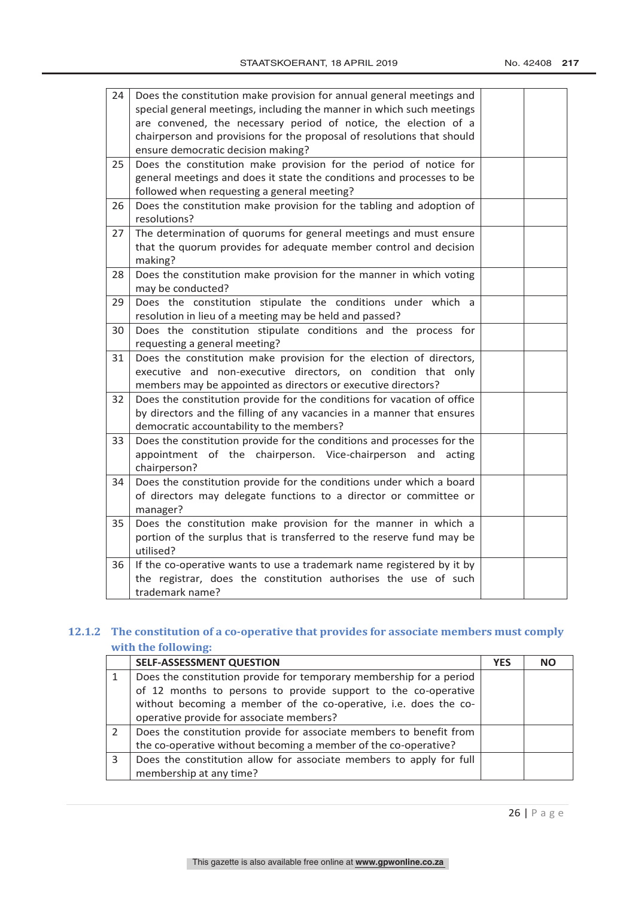| | | | |
|---|---|---|---|
| 24 | Does the constitution make provision for annual general meetings and special general meetings, including the manner in which such meetings are convened, the necessary period of notice, the election of a chairperson and provisions for the proposal of resolutions that should ensure democratic decision making? | | |
| 25 | Does the constitution make provision for the period of notice for general meetings and does it state the conditions and processes to be followed when requesting a general meeting? | | |
| 26 | Does the constitution make provision for the tabling and adoption of resolutions? | | |
| 27 | The determination of quorums for general meetings and must ensure that the quorum provides for adequate member control and decision making? | | |
| 28 | Does the constitution make provision for the manner in which voting may be conducted? | | |
| 29 | Does the constitution stipulate the conditions under which a resolution in lieu of a meeting may be held and passed? | | |
| 30 | Does the constitution stipulate conditions and the process for requesting a general meeting? | | |
| 31 | Does the constitution make provision for the election of directors, executive and non-executive directors, on condition that only members may be appointed as directors or executive directors? | | |
| 32 | Does the constitution provide for the conditions for vacation of office by directors and the filling of any vacancies in a manner that ensures democratic accountability to the members? | | |
| 33 | Does the constitution provide for the conditions and processes for the appointment of the chairperson. Vice-chairperson and acting chairperson? | | |
| 34 | Does the constitution provide for the conditions under which a board of directors may delegate functions to a director or committee or manager? | | |
| 35 | Does the constitution make provision for the manner in which a portion of the surplus that is transferred to the reserve fund may be utilised? | | |
| 36 | If the co-operative wants to use a trademark name registered by it by the registrar, does the constitution authorises the use of such trademark name? | | |

### 12.1.2 The constitution of a co-operative that provides for associate members must comply with the following:

| | SELF-ASSESSMENT QUESTION | YES | NO |
|---|---|---|---|
| 1 | Does the constitution provide for temporary membership for a period of 12 months to persons to provide support to the co-operative without becoming a member of the co-operative, i.e. does the co-operative provide for associate members? | | |
| 2 | Does the constitution provide for associate members to benefit from the co-operative without becoming a member of the co-operative? | | |
| 3 | Does the constitution allow for associate members to apply for full membership at any time? | | |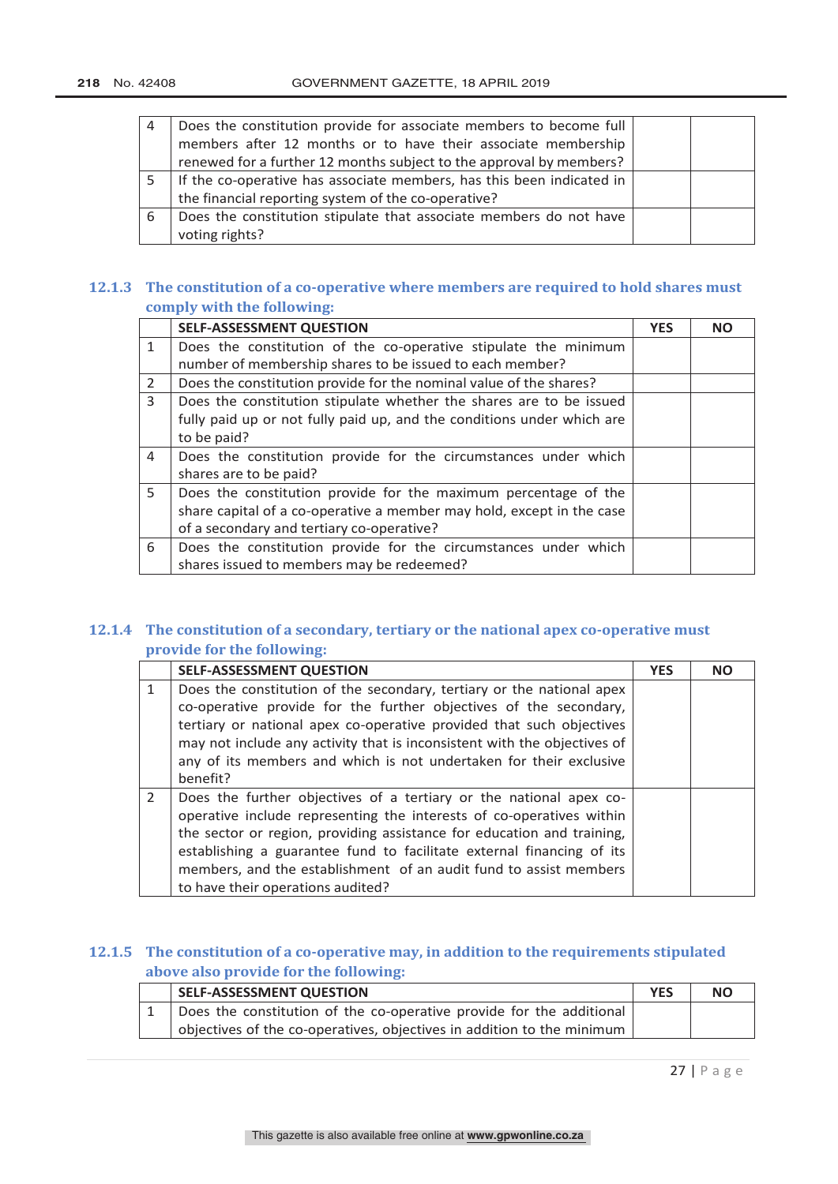| | | | |
|---|---|---|---|
| 4 | Does the constitution provide for associate members to become full members after 12 months or to have their associate membership renewed for a further 12 months subject to the approval by members? | | |
| 5 | If the co-operative has associate members, has this been indicated in the financial reporting system of the co-operative? | | |
| 6 | Does the constitution stipulate that associate members do not have voting rights? | | |

### 12.1.3 The constitution of a co-operative where members are required to hold shares must comply with the following:

| | SELF-ASSESSMENT QUESTION | YES | NO |
|---|---|---|---|
| 1 | Does the constitution of the co-operative stipulate the minimum number of membership shares to be issued to each member? | | |
| 2 | Does the constitution provide for the nominal value of the shares? | | |
| 3 | Does the constitution stipulate whether the shares are to be issued fully paid up or not fully paid up, and the conditions under which are to be paid? | | |
| 4 | Does the constitution provide for the circumstances under which shares are to be paid? | | |
| 5 | Does the constitution provide for the maximum percentage of the share capital of a co-operative a member may hold, except in the case of a secondary and tertiary co-operative? | | |
| 6 | Does the constitution provide for the circumstances under which shares issued to members may be redeemed? | | |

### 12.1.4 The constitution of a secondary, tertiary or the national apex co-operative must provide for the following:

| | SELF-ASSESSMENT QUESTION | YES | NO |
|---|---|---|---|
| 1 | Does the constitution of the secondary, tertiary or the national apex co-operative provide for the further objectives of the secondary, tertiary or national apex co-operative provided that such objectives may not include any activity that is inconsistent with the objectives of any of its members and which is not undertaken for their exclusive benefit? | | |
| 2 | Does the further objectives of a tertiary or the national apex co-operative include representing the interests of co-operatives within the sector or region, providing assistance for education and training, establishing a guarantee fund to facilitate external financing of its members, and the establishment of an audit fund to assist members to have their operations audited? | | |

### 12.1.5 The constitution of a co-operative may, in addition to the requirements stipulated above also provide for the following:

| | SELF-ASSESSMENT QUESTION | YES | NO |
|---|---|---|---|
| 1 | Does the constitution of the co-operative provide for the additional objectives of the co-operatives, objectives in addition to the minimum | | |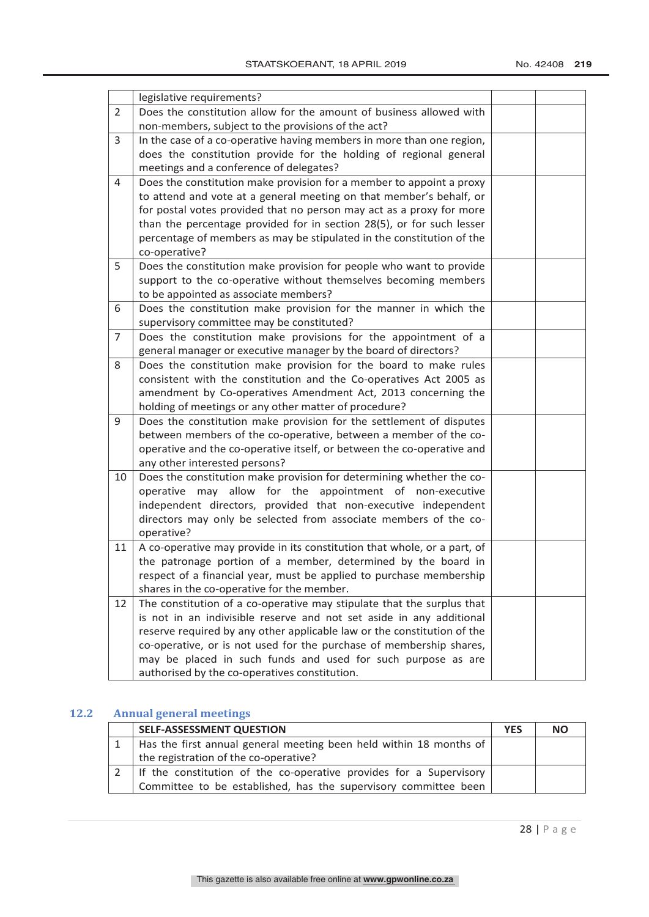| | | | |
|---|---|---|---|
| | legislative requirements? | | |
| 2 | Does the constitution allow for the amount of business allowed with non-members, subject to the provisions of the act? | | |
| 3 | In the case of a co-operative having members in more than one region, does the constitution provide for the holding of regional general meetings and a conference of delegates? | | |
| 4 | Does the constitution make provision for a member to appoint a proxy to attend and vote at a general meeting on that member's behalf, or for postal votes provided that no person may act as a proxy for more than the percentage provided for in section 28(5), or for such lesser percentage of members as may be stipulated in the constitution of the co-operative? | | |
| 5 | Does the constitution make provision for people who want to provide support to the co-operative without themselves becoming members to be appointed as associate members? | | |
| 6 | Does the constitution make provision for the manner in which the supervisory committee may be constituted? | | |
| 7 | Does the constitution make provisions for the appointment of a general manager or executive manager by the board of directors? | | |
| 8 | Does the constitution make provision for the board to make rules consistent with the constitution and the Co-operatives Act 2005 as amendment by Co-operatives Amendment Act, 2013 concerning the holding of meetings or any other matter of procedure? | | |
| 9 | Does the constitution make provision for the settlement of disputes between members of the co-operative, between a member of the co-operative and the co-operative itself, or between the co-operative and any other interested persons? | | |
| 10 | Does the constitution make provision for determining whether the co-operative may allow for the appointment of non-executive independent directors, provided that non-executive independent directors may only be selected from associate members of the co-operative? | | |
| 11 | A co-operative may provide in its constitution that whole, or a part, of the patronage portion of a member, determined by the board in respect of a financial year, must be applied to purchase membership shares in the co-operative for the member. | | |
| 12 | The constitution of a co-operative may stipulate that the surplus that is not in an indivisible reserve and not set aside in any additional reserve required by any other applicable law or the constitution of the co-operative, or is not used for the purchase of membership shares, may be placed in such funds and used for such purpose as are authorised by the co-operatives constitution. | | |

### 12.2 Annual general meetings

| | SELF-ASSESSMENT QUESTION | YES | NO |
|---|---|---|---|
| 1 | Has the first annual general meeting been held within 18 months of the registration of the co-operative? | | |
| 2 | If the constitution of the co-operative provides for a Supervisory Committee to be established, has the supervisory committee been | | |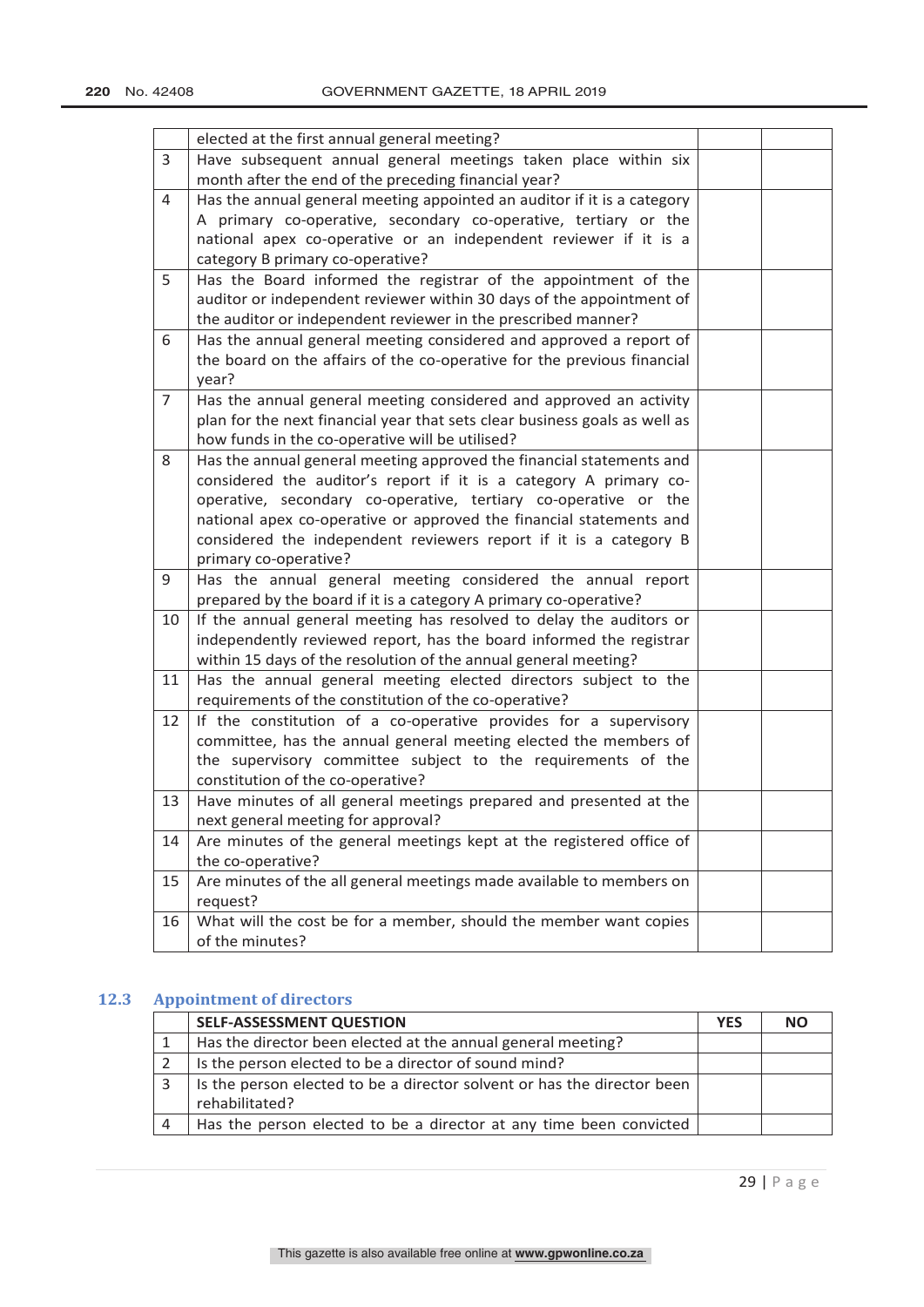| | | | |
|---|---|---|---|
| | elected at the first annual general meeting? | | |
| 3 | Have subsequent annual general meetings taken place within six month after the end of the preceding financial year? | | |
| 4 | Has the annual general meeting appointed an auditor if it is a category A primary co-operative, secondary co-operative, tertiary or the national apex co-operative or an independent reviewer if it is a category B primary co-operative? | | |
| 5 | Has the Board informed the registrar of the appointment of the auditor or independent reviewer within 30 days of the appointment of the auditor or independent reviewer in the prescribed manner? | | |
| 6 | Has the annual general meeting considered and approved a report of the board on the affairs of the co-operative for the previous financial year? | | |
| 7 | Has the annual general meeting considered and approved an activity plan for the next financial year that sets clear business goals as well as how funds in the co-operative will be utilised? | | |
| 8 | Has the annual general meeting approved the financial statements and considered the auditor's report if it is a category A primary co-operative, secondary co-operative, tertiary co-operative or the national apex co-operative or approved the financial statements and considered the independent reviewers report if it is a category B primary co-operative? | | |
| 9 | Has the annual general meeting considered the annual report prepared by the board if it is a category A primary co-operative? | | |
| 10 | If the annual general meeting has resolved to delay the auditors or independently reviewed report, has the board informed the registrar within 15 days of the resolution of the annual general meeting? | | |
| 11 | Has the annual general meeting elected directors subject to the requirements of the constitution of the co-operative? | | |
| 12 | If the constitution of a co-operative provides for a supervisory committee, has the annual general meeting elected the members of the supervisory committee subject to the requirements of the constitution of the co-operative? | | |
| 13 | Have minutes of all general meetings prepared and presented at the next general meeting for approval? | | |
| 14 | Are minutes of the general meetings kept at the registered office of the co-operative? | | |
| 15 | Are minutes of the all general meetings made available to members on request? | | |
| 16 | What will the cost be for a member, should the member want copies of the minutes? | | |

### 12.3 Appointment of directors

| | SELF-ASSESSMENT QUESTION | YES | NO |
|---|---|---|---|
| 1 | Has the director been elected at the annual general meeting? | | |
| 2 | Is the person elected to be a director of sound mind? | | |
| 3 | Is the person elected to be a director solvent or has the director been rehabilitated? | | |
| 4 | Has the person elected to be a director at any time been convicted | | |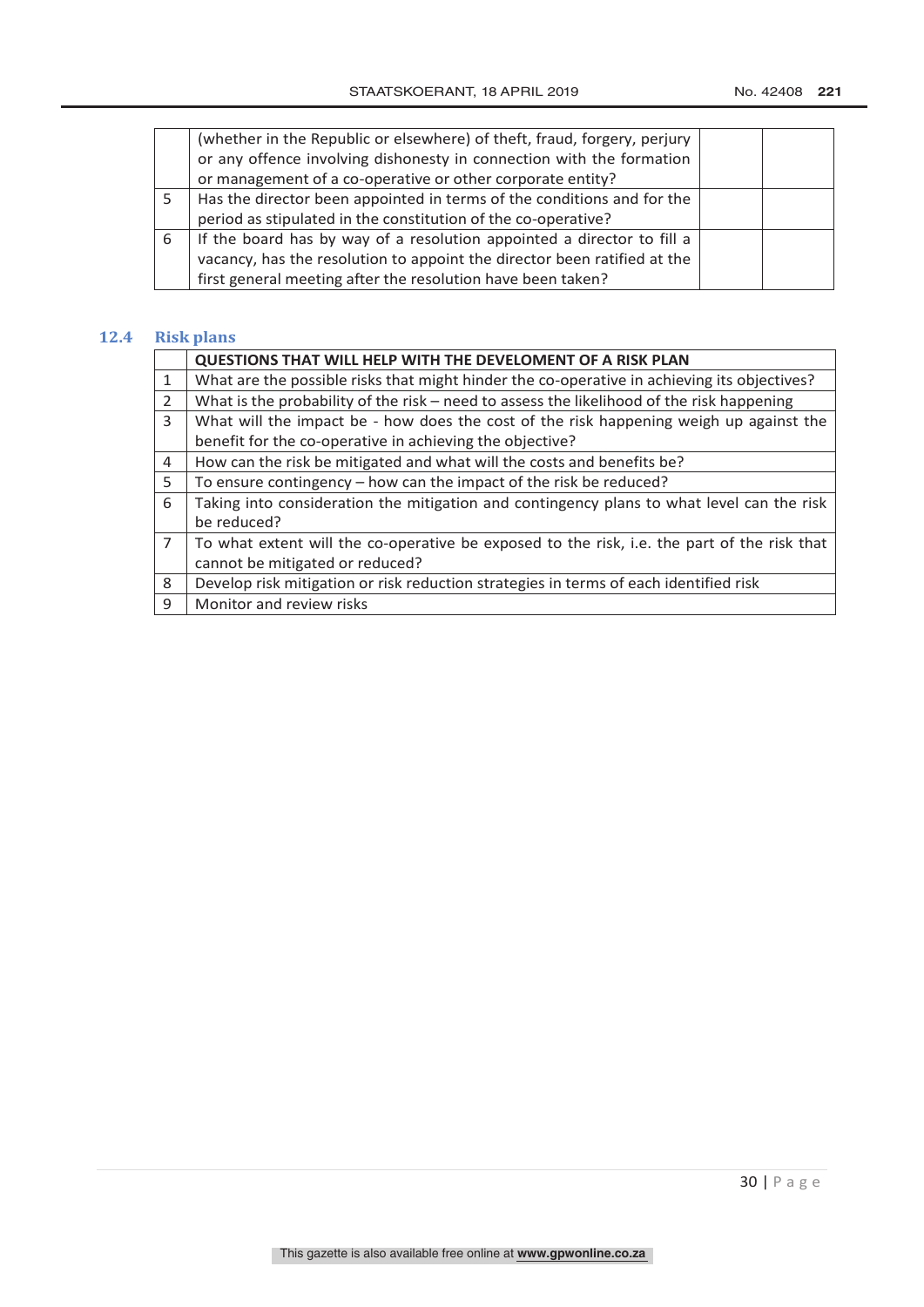| | | | |
|---|---|---|---|
| | (whether in the Republic or elsewhere) of theft, fraud, forgery, perjury or any offence involving dishonesty in connection with the formation or management of a co-operative or other corporate entity? | | |
| 5 | Has the director been appointed in terms of the conditions and for the period as stipulated in the constitution of the co-operative? | | |
| 6 | If the board has by way of a resolution appointed a director to fill a vacancy, has the resolution to appoint the director been ratified at the first general meeting after the resolution have been taken? | | |

### 12.4 Risk plans

| | **QUESTIONS THAT WILL HELP WITH THE DEVELOMENT OF A RISK PLAN** |
|---|---|
| 1 | What are the possible risks that might hinder the co-operative in achieving its objectives? |
| 2 | What is the probability of the risk – need to assess the likelihood of the risk happening |
| 3 | What will the impact be - how does the cost of the risk happening weigh up against the benefit for the co-operative in achieving the objective? |
| 4 | How can the risk be mitigated and what will the costs and benefits be? |
| 5 | To ensure contingency – how can the impact of the risk be reduced? |
| 6 | Taking into consideration the mitigation and contingency plans to what level can the risk be reduced? |
| 7 | To what extent will the co-operative be exposed to the risk, i.e. the part of the risk that cannot be mitigated or reduced? |
| 8 | Develop risk mitigation or risk reduction strategies in terms of each identified risk |
| 9 | Monitor and review risks |